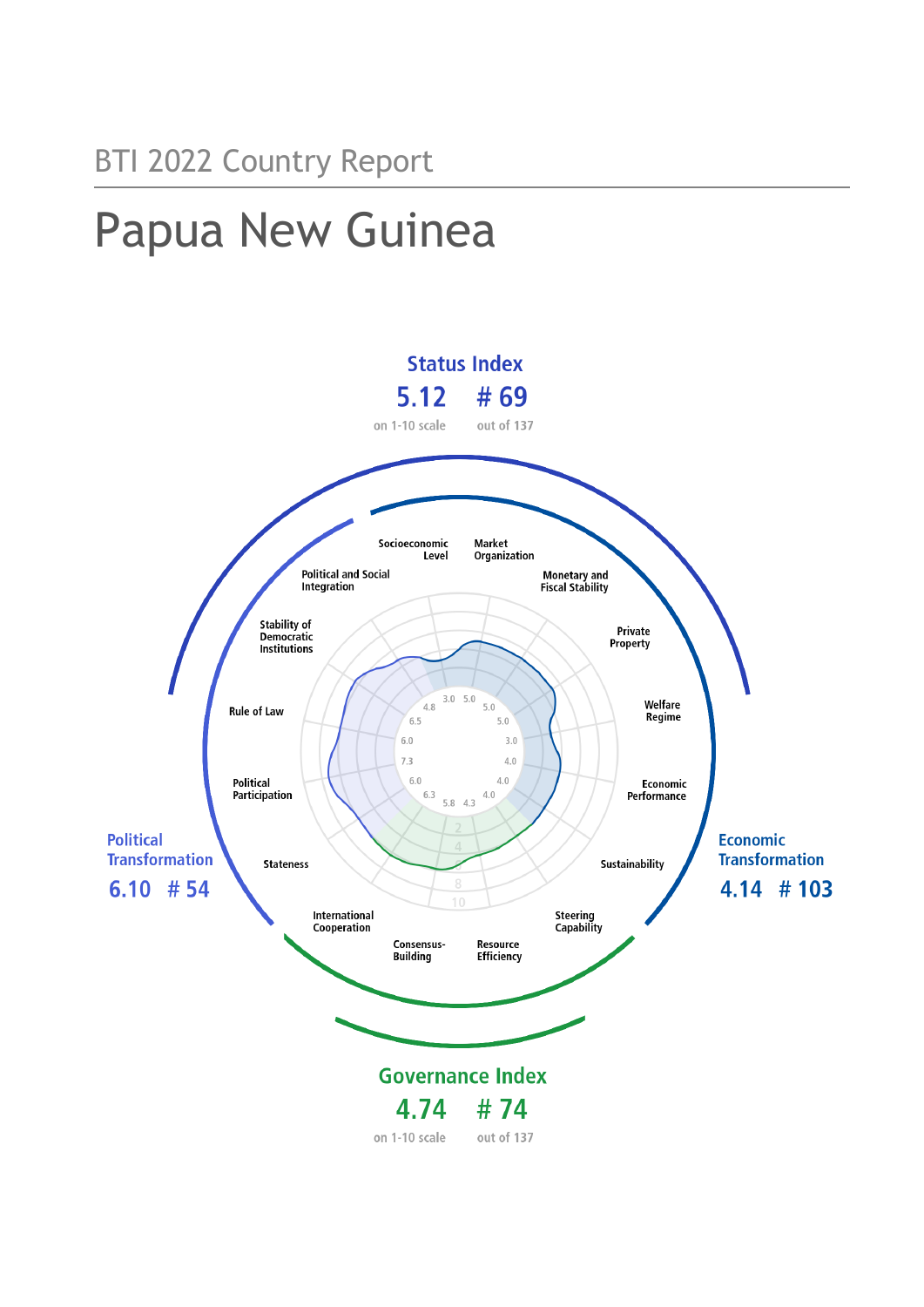BTI 2022 Country Report

# Papua New Guinea

**Status Index**

5.12 — # 69

on 1-10 scale — out of 137

**Political Transformation**

6.10 # 54

**Economic Transformation**

4.14 # 103

**Governance Index**

4.74 — # 74

on 1-10 scale — out of 137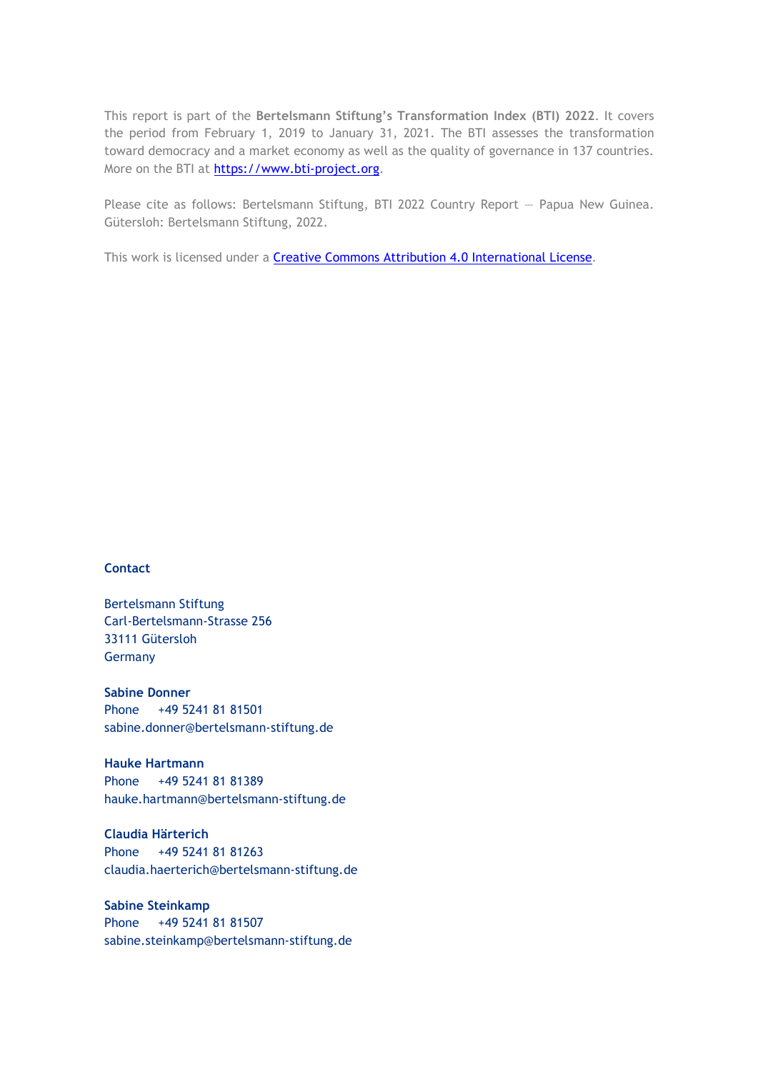This report is part of the **Bertelsmann Stiftung's Transformation Index (BTI) 2022**. It covers the period from February 1, 2019 to January 31, 2021. The BTI assesses the transformation toward democracy and a market economy as well as the quality of governance in 137 countries. More on the BTI at [https://www.bti-project.org](https://www.bti-project.org).

Please cite as follows: Bertelsmann Stiftung, BTI 2022 Country Report — Papua New Guinea. Gütersloh: Bertelsmann Stiftung, 2022.

This work is licensed under a Creative Commons Attribution 4.0 International License.

**Contact**

Bertelsmann Stiftung
Carl-Bertelsmann-Strasse 256
33111 Gütersloh
Germany

**Sabine Donner**
Phone +49 5241 81 81501
sabine.donner@bertelsmann-stiftung.de

**Hauke Hartmann**
Phone +49 5241 81 81389
hauke.hartmann@bertelsmann-stiftung.de

**Claudia Härterich**
Phone +49 5241 81 81263
claudia.haerterich@bertelsmann-stiftung.de

**Sabine Steinkamp**
Phone +49 5241 81 81507
sabine.steinkamp@bertelsmann-stiftung.de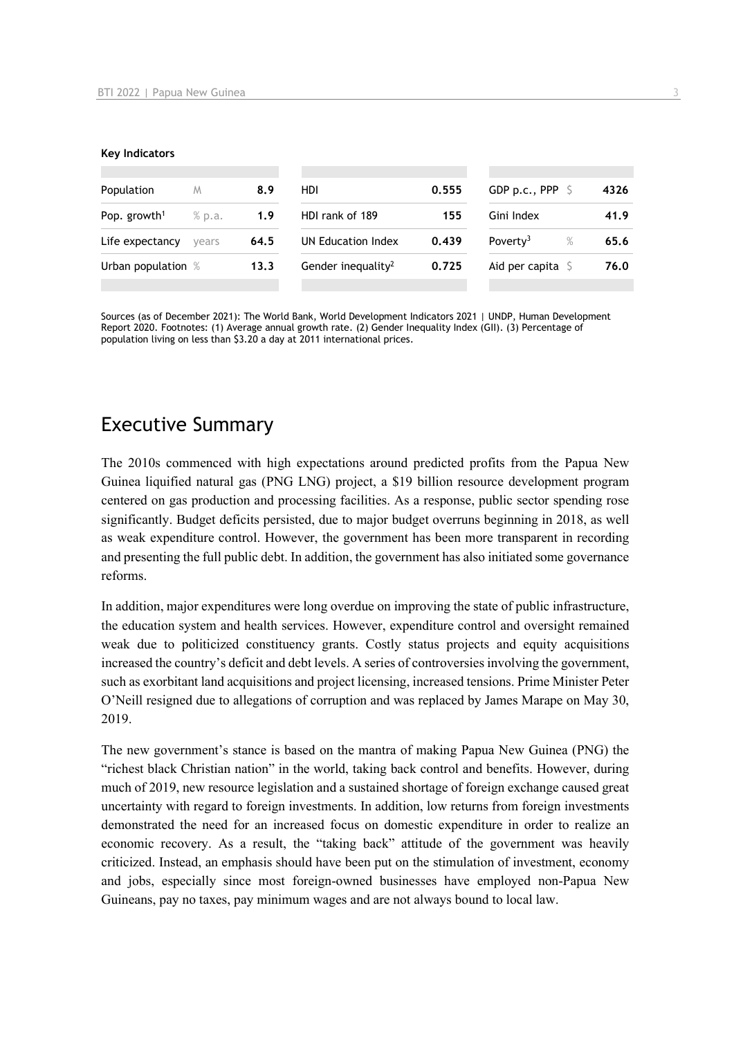**Key Indicators**

| | | | | | | | |
|---|---|---|---|---|---|---|---|
| Population | M | 8.9 | HDI | 0.555 | GDP p.c., PPP | $ | 4326 |
| Pop. growth[1] | % p.a. | 1.9 | HDI rank of 189 | 155 | Gini Index | | 41.9 |
| Life expectancy | years | 64.5 | UN Education Index | 0.439 | Poverty[3] | % | 65.6 |
| Urban population | % | 13.3 | Gender inequality[2] | 0.725 | Aid per capita | $ | 76.0 |

Sources (as of December 2021): The World Bank, World Development Indicators 2021 | UNDP, Human Development Report 2020. Footnotes: (1) Average annual growth rate. (2) Gender Inequality Index (GII). (3) Percentage of population living on less than $3.20 a day at 2011 international prices.

# Executive Summary

The 2010s commenced with high expectations around predicted profits from the Papua New Guinea liquified natural gas (PNG LNG) project, a $19 billion resource development program centered on gas production and processing facilities. As a response, public sector spending rose significantly. Budget deficits persisted, due to major budget overruns beginning in 2018, as well as weak expenditure control. However, the government has been more transparent in recording and presenting the full public debt. In addition, the government has also initiated some governance reforms.

In addition, major expenditures were long overdue on improving the state of public infrastructure, the education system and health services. However, expenditure control and oversight remained weak due to politicized constituency grants. Costly status projects and equity acquisitions increased the country's deficit and debt levels. A series of controversies involving the government, such as exorbitant land acquisitions and project licensing, increased tensions. Prime Minister Peter O'Neill resigned due to allegations of corruption and was replaced by James Marape on May 30, 2019.

The new government's stance is based on the mantra of making Papua New Guinea (PNG) the "richest black Christian nation" in the world, taking back control and benefits. However, during much of 2019, new resource legislation and a sustained shortage of foreign exchange caused great uncertainty with regard to foreign investments. In addition, low returns from foreign investments demonstrated the need for an increased focus on domestic expenditure in order to realize an economic recovery. As a result, the "taking back" attitude of the government was heavily criticized. Instead, an emphasis should have been put on the stimulation of investment, economy and jobs, especially since most foreign-owned businesses have employed non-Papua New Guineans, pay no taxes, pay minimum wages and are not always bound to local law.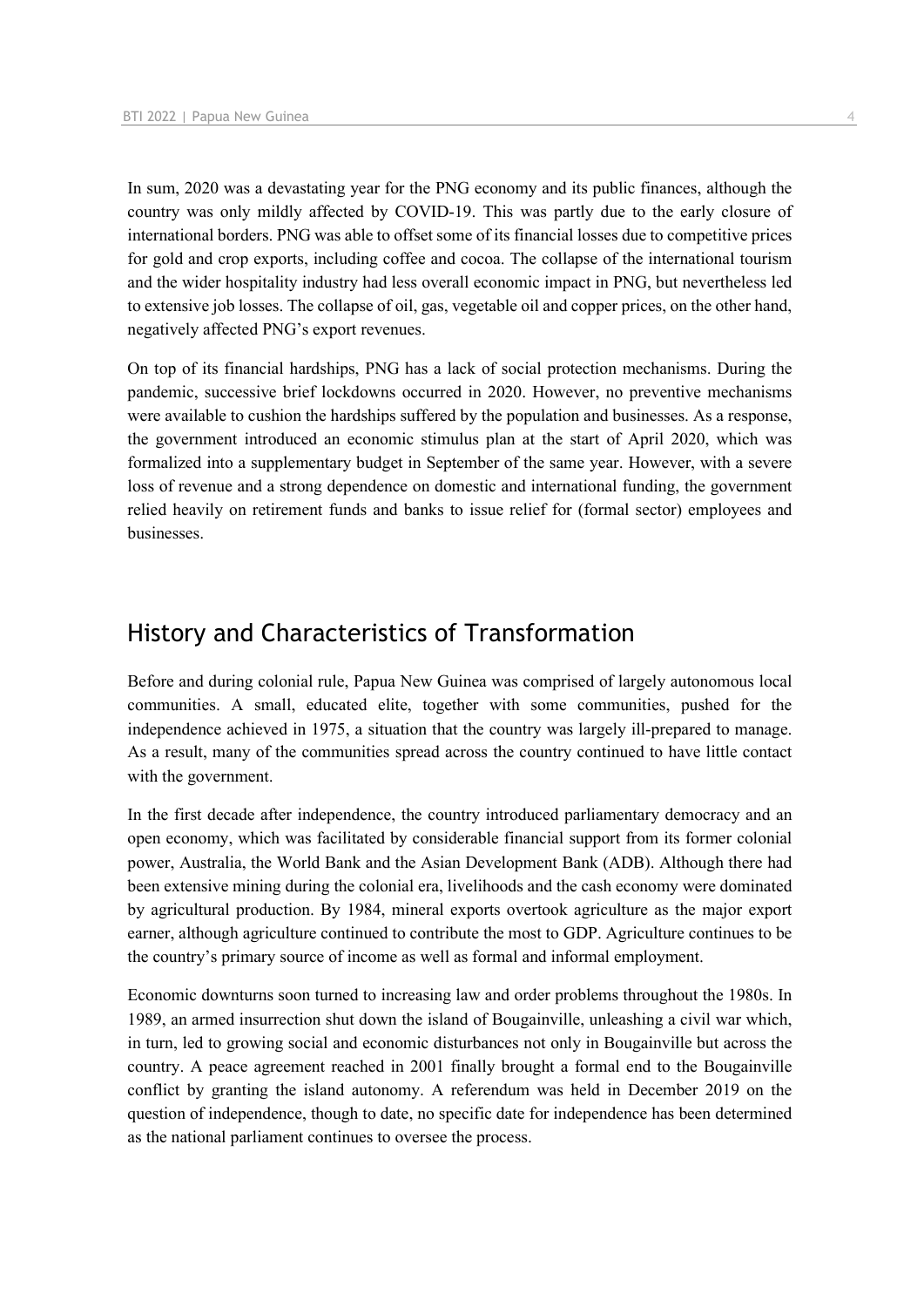In sum, 2020 was a devastating year for the PNG economy and its public finances, although the country was only mildly affected by COVID-19. This was partly due to the early closure of international borders. PNG was able to offset some of its financial losses due to competitive prices for gold and crop exports, including coffee and cocoa. The collapse of the international tourism and the wider hospitality industry had less overall economic impact in PNG, but nevertheless led to extensive job losses. The collapse of oil, gas, vegetable oil and copper prices, on the other hand, negatively affected PNG's export revenues.

On top of its financial hardships, PNG has a lack of social protection mechanisms. During the pandemic, successive brief lockdowns occurred in 2020. However, no preventive mechanisms were available to cushion the hardships suffered by the population and businesses. As a response, the government introduced an economic stimulus plan at the start of April 2020, which was formalized into a supplementary budget in September of the same year. However, with a severe loss of revenue and a strong dependence on domestic and international funding, the government relied heavily on retirement funds and banks to issue relief for (formal sector) employees and businesses.

## History and Characteristics of Transformation

Before and during colonial rule, Papua New Guinea was comprised of largely autonomous local communities. A small, educated elite, together with some communities, pushed for the independence achieved in 1975, a situation that the country was largely ill-prepared to manage. As a result, many of the communities spread across the country continued to have little contact with the government.

In the first decade after independence, the country introduced parliamentary democracy and an open economy, which was facilitated by considerable financial support from its former colonial power, Australia, the World Bank and the Asian Development Bank (ADB). Although there had been extensive mining during the colonial era, livelihoods and the cash economy were dominated by agricultural production. By 1984, mineral exports overtook agriculture as the major export earner, although agriculture continued to contribute the most to GDP. Agriculture continues to be the country's primary source of income as well as formal and informal employment.

Economic downturns soon turned to increasing law and order problems throughout the 1980s. In 1989, an armed insurrection shut down the island of Bougainville, unleashing a civil war which, in turn, led to growing social and economic disturbances not only in Bougainville but across the country. A peace agreement reached in 2001 finally brought a formal end to the Bougainville conflict by granting the island autonomy. A referendum was held in December 2019 on the question of independence, though to date, no specific date for independence has been determined as the national parliament continues to oversee the process.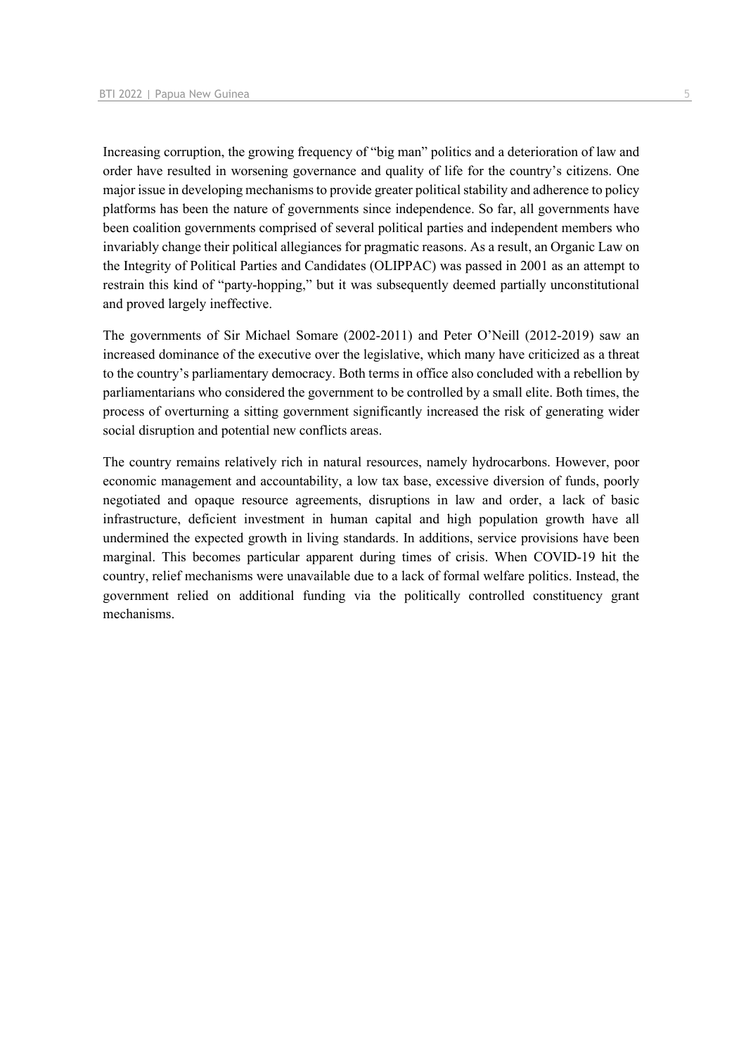Increasing corruption, the growing frequency of "big man" politics and a deterioration of law and order have resulted in worsening governance and quality of life for the country's citizens. One major issue in developing mechanisms to provide greater political stability and adherence to policy platforms has been the nature of governments since independence. So far, all governments have been coalition governments comprised of several political parties and independent members who invariably change their political allegiances for pragmatic reasons. As a result, an Organic Law on the Integrity of Political Parties and Candidates (OLIPPAC) was passed in 2001 as an attempt to restrain this kind of "party-hopping," but it was subsequently deemed partially unconstitutional and proved largely ineffective.

The governments of Sir Michael Somare (2002-2011) and Peter O'Neill (2012-2019) saw an increased dominance of the executive over the legislative, which many have criticized as a threat to the country's parliamentary democracy. Both terms in office also concluded with a rebellion by parliamentarians who considered the government to be controlled by a small elite. Both times, the process of overturning a sitting government significantly increased the risk of generating wider social disruption and potential new conflicts areas.

The country remains relatively rich in natural resources, namely hydrocarbons. However, poor economic management and accountability, a low tax base, excessive diversion of funds, poorly negotiated and opaque resource agreements, disruptions in law and order, a lack of basic infrastructure, deficient investment in human capital and high population growth have all undermined the expected growth in living standards. In additions, service provisions have been marginal. This becomes particular apparent during times of crisis. When COVID-19 hit the country, relief mechanisms were unavailable due to a lack of formal welfare politics. Instead, the government relied on additional funding via the politically controlled constituency grant mechanisms.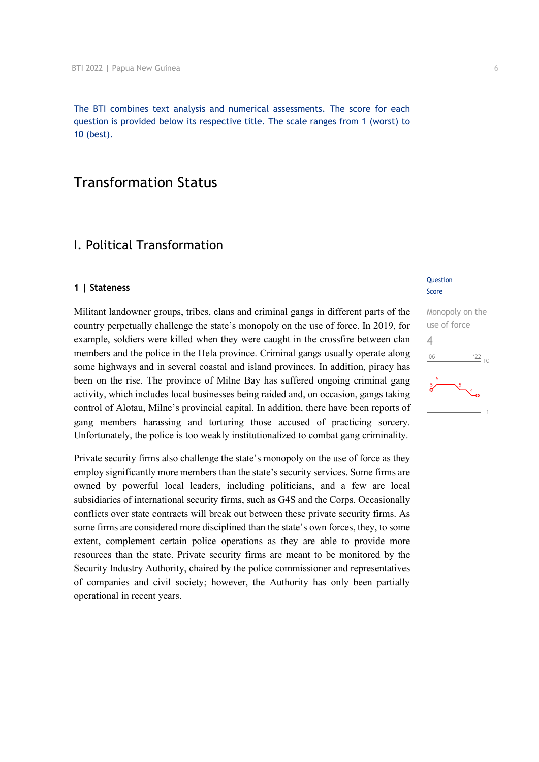The BTI combines text analysis and numerical assessments. The score for each question is provided below its respective title. The scale ranges from 1 (worst) to 10 (best).

# Transformation Status

## I. Political Transformation

### 1 | Stateness

Question Score

Monopoly on the use of force
4

Militant landowner groups, tribes, clans and criminal gangs in different parts of the country perpetually challenge the state's monopoly on the use of force. In 2019, for example, soldiers were killed when they were caught in the crossfire between clan members and the police in the Hela province. Criminal gangs usually operate along some highways and in several coastal and island provinces. In addition, piracy has been on the rise. The province of Milne Bay has suffered ongoing criminal gang activity, which includes local businesses being raided and, on occasion, gangs taking control of Alotau, Milne's provincial capital. In addition, there have been reports of gang members harassing and torturing those accused of practicing sorcery. Unfortunately, the police is too weakly institutionalized to combat gang criminality.

Private security firms also challenge the state's monopoly on the use of force as they employ significantly more members than the state's security services. Some firms are owned by powerful local leaders, including politicians, and a few are local subsidiaries of international security firms, such as G4S and the Corps. Occasionally conflicts over state contracts will break out between these private security firms. As some firms are considered more disciplined than the state's own forces, they, to some extent, complement certain police operations as they are able to provide more resources than the state. Private security firms are meant to be monitored by the Security Industry Authority, chaired by the police commissioner and representatives of companies and civil society; however, the Authority has only been partially operational in recent years.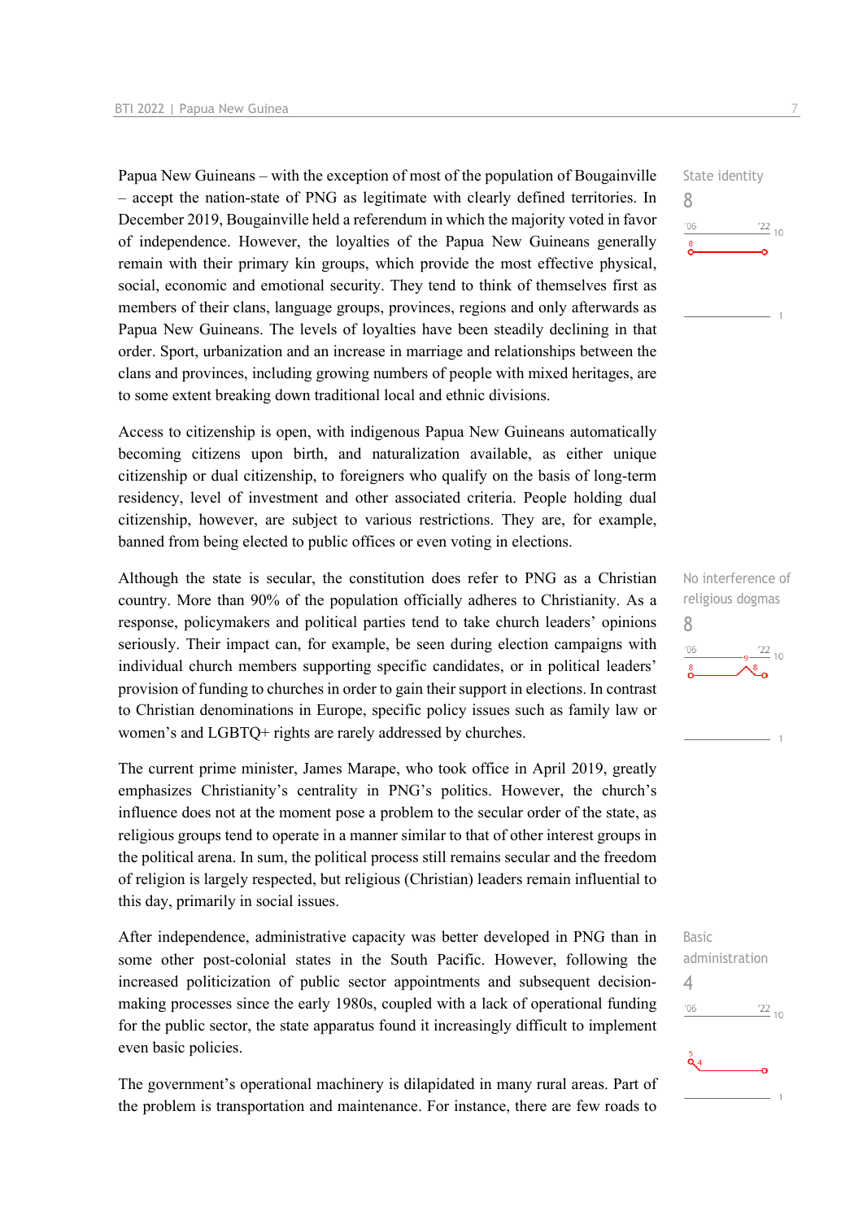Papua New Guineans – with the exception of most of the population of Bougainville – accept the nation-state of PNG as legitimate with clearly defined territories. In December 2019, Bougainville held a referendum in which the majority voted in favor of independence. However, the loyalties of the Papua New Guineans generally remain with their primary kin groups, which provide the most effective physical, social, economic and emotional security. They tend to think of themselves first as members of their clans, language groups, provinces, regions and only afterwards as Papua New Guineans. The levels of loyalties have been steadily declining in that order. Sport, urbanization and an increase in marriage and relationships between the clans and provinces, including growing numbers of people with mixed heritages, are to some extent breaking down traditional local and ethnic divisions.

State identity
8

Access to citizenship is open, with indigenous Papua New Guineans automatically becoming citizens upon birth, and naturalization available, as either unique citizenship or dual citizenship, to foreigners who qualify on the basis of long-term residency, level of investment and other associated criteria. People holding dual citizenship, however, are subject to various restrictions. They are, for example, banned from being elected to public offices or even voting in elections.

Although the state is secular, the constitution does refer to PNG as a Christian country. More than 90% of the population officially adheres to Christianity. As a response, policymakers and political parties tend to take church leaders' opinions seriously. Their impact can, for example, be seen during election campaigns with individual church members supporting specific candidates, or in political leaders' provision of funding to churches in order to gain their support in elections. In contrast to Christian denominations in Europe, specific policy issues such as family law or women's and LGBTQ+ rights are rarely addressed by churches.

No interference of religious dogmas
8

The current prime minister, James Marape, who took office in April 2019, greatly emphasizes Christianity's centrality in PNG's politics. However, the church's influence does not at the moment pose a problem to the secular order of the state, as religious groups tend to operate in a manner similar to that of other interest groups in the political arena. In sum, the political process still remains secular and the freedom of religion is largely respected, but religious (Christian) leaders remain influential to this day, primarily in social issues.

After independence, administrative capacity was better developed in PNG than in some other post-colonial states in the South Pacific. However, following the increased politicization of public sector appointments and subsequent decision-making processes since the early 1980s, coupled with a lack of operational funding for the public sector, the state apparatus found it increasingly difficult to implement even basic policies.

Basic administration
4

The government's operational machinery is dilapidated in many rural areas. Part of the problem is transportation and maintenance. For instance, there are few roads to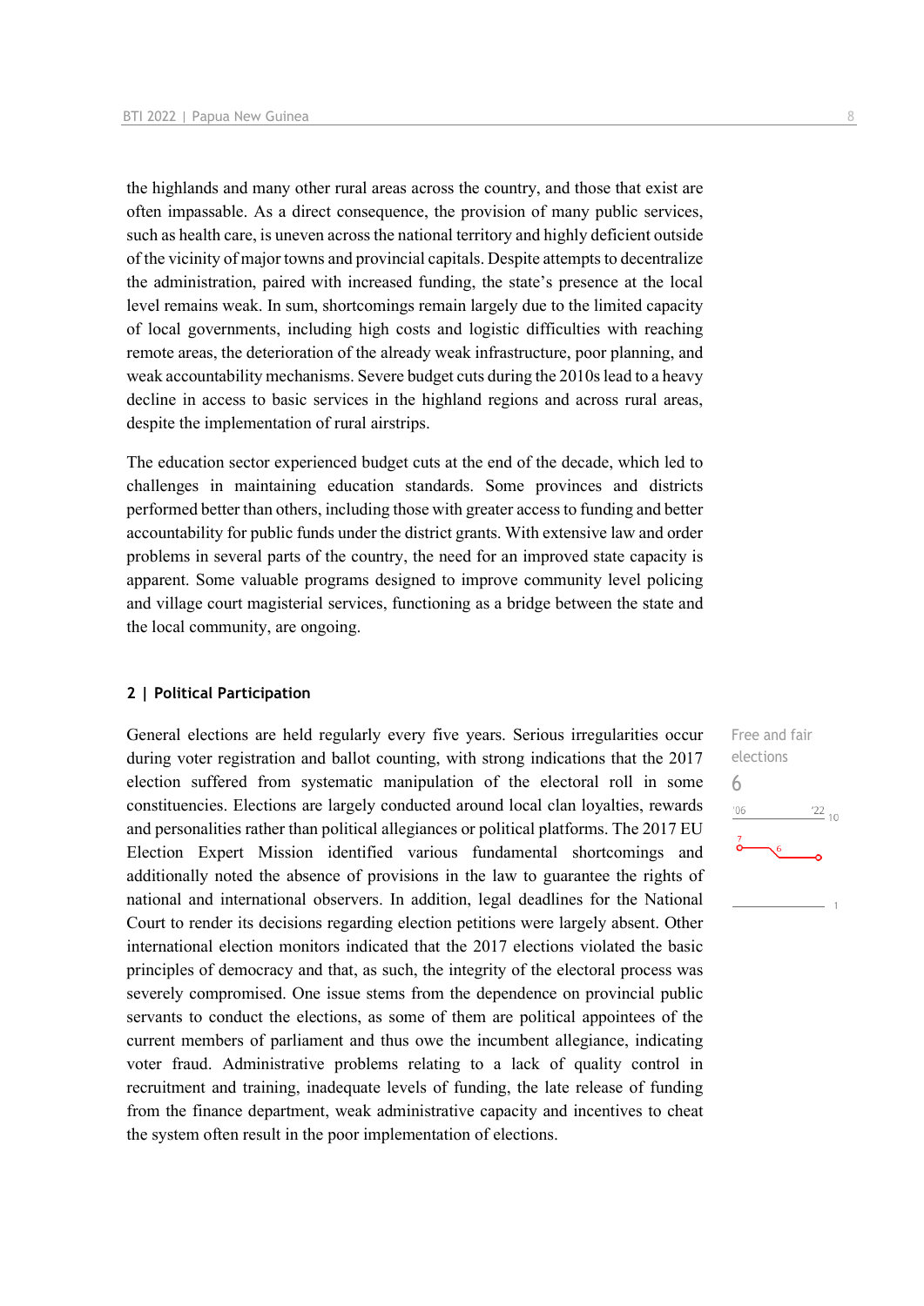the highlands and many other rural areas across the country, and those that exist are often impassable. As a direct consequence, the provision of many public services, such as health care, is uneven across the national territory and highly deficient outside of the vicinity of major towns and provincial capitals. Despite attempts to decentralize the administration, paired with increased funding, the state's presence at the local level remains weak. In sum, shortcomings remain largely due to the limited capacity of local governments, including high costs and logistic difficulties with reaching remote areas, the deterioration of the already weak infrastructure, poor planning, and weak accountability mechanisms. Severe budget cuts during the 2010s lead to a heavy decline in access to basic services in the highland regions and across rural areas, despite the implementation of rural airstrips.

The education sector experienced budget cuts at the end of the decade, which led to challenges in maintaining education standards. Some provinces and districts performed better than others, including those with greater access to funding and better accountability for public funds under the district grants. With extensive law and order problems in several parts of the country, the need for an improved state capacity is apparent. Some valuable programs designed to improve community level policing and village court magisterial services, functioning as a bridge between the state and the local community, are ongoing.

## 2 | Political Participation

Free and fair elections
6

General elections are held regularly every five years. Serious irregularities occur during voter registration and ballot counting, with strong indications that the 2017 election suffered from systematic manipulation of the electoral roll in some constituencies. Elections are largely conducted around local clan loyalties, rewards and personalities rather than political allegiances or political platforms. The 2017 EU Election Expert Mission identified various fundamental shortcomings and additionally noted the absence of provisions in the law to guarantee the rights of national and international observers. In addition, legal deadlines for the National Court to render its decisions regarding election petitions were largely absent. Other international election monitors indicated that the 2017 elections violated the basic principles of democracy and that, as such, the integrity of the electoral process was severely compromised. One issue stems from the dependence on provincial public servants to conduct the elections, as some of them are political appointees of the current members of parliament and thus owe the incumbent allegiance, indicating voter fraud. Administrative problems relating to a lack of quality control in recruitment and training, inadequate levels of funding, the late release of funding from the finance department, weak administrative capacity and incentives to cheat the system often result in the poor implementation of elections.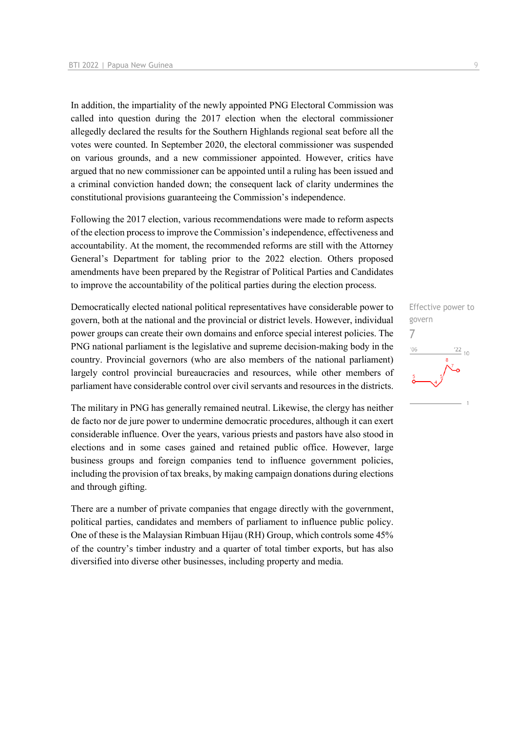In addition, the impartiality of the newly appointed PNG Electoral Commission was called into question during the 2017 election when the electoral commissioner allegedly declared the results for the Southern Highlands regional seat before all the votes were counted. In September 2020, the electoral commissioner was suspended on various grounds, and a new commissioner appointed. However, critics have argued that no new commissioner can be appointed until a ruling has been issued and a criminal conviction handed down; the consequent lack of clarity undermines the constitutional provisions guaranteeing the Commission's independence.

Following the 2017 election, various recommendations were made to reform aspects of the election process to improve the Commission's independence, effectiveness and accountability. At the moment, the recommended reforms are still with the Attorney General's Department for tabling prior to the 2022 election. Others proposed amendments have been prepared by the Registrar of Political Parties and Candidates to improve the accountability of the political parties during the election process.

Effective power to govern

7

Democratically elected national political representatives have considerable power to govern, both at the national and the provincial or district levels. However, individual power groups can create their own domains and enforce special interest policies. The PNG national parliament is the legislative and supreme decision-making body in the country. Provincial governors (who are also members of the national parliament) largely control provincial bureaucracies and resources, while other members of parliament have considerable control over civil servants and resources in the districts.

The military in PNG has generally remained neutral. Likewise, the clergy has neither de facto nor de jure power to undermine democratic procedures, although it can exert considerable influence. Over the years, various priests and pastors have also stood in elections and in some cases gained and retained public office. However, large business groups and foreign companies tend to influence government policies, including the provision of tax breaks, by making campaign donations during elections and through gifting.

There are a number of private companies that engage directly with the government, political parties, candidates and members of parliament to influence public policy. One of these is the Malaysian Rimbuan Hijau (RH) Group, which controls some 45% of the country's timber industry and a quarter of total timber exports, but has also diversified into diverse other businesses, including property and media.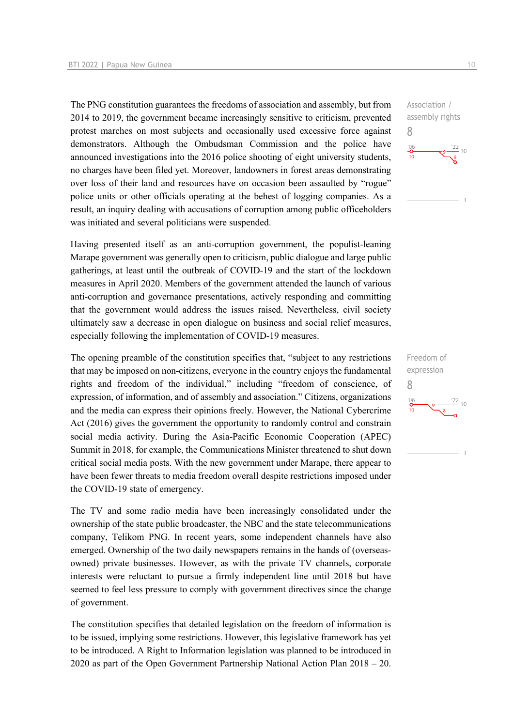The PNG constitution guarantees the freedoms of association and assembly, but from 2014 to 2019, the government became increasingly sensitive to criticism, prevented protest marches on most subjects and occasionally used excessive force against demonstrators. Although the Ombudsman Commission and the police have announced investigations into the 2016 police shooting of eight university students, no charges have been filed yet. Moreover, landowners in forest areas demonstrating over loss of their land and resources have on occasion been assaulted by "rogue" police units or other officials operating at the behest of logging companies. As a result, an inquiry dealing with accusations of corruption among public officeholders was initiated and several politicians were suspended.

Association / assembly rights
8

Having presented itself as an anti-corruption government, the populist-leaning Marape government was generally open to criticism, public dialogue and large public gatherings, at least until the outbreak of COVID-19 and the start of the lockdown measures in April 2020. Members of the government attended the launch of various anti-corruption and governance presentations, actively responding and committing that the government would address the issues raised. Nevertheless, civil society ultimately saw a decrease in open dialogue on business and social relief measures, especially following the implementation of COVID-19 measures.

The opening preamble of the constitution specifies that, "subject to any restrictions that may be imposed on non-citizens, everyone in the country enjoys the fundamental rights and freedom of the individual," including "freedom of conscience, of expression, of information, and of assembly and association." Citizens, organizations and the media can express their opinions freely. However, the National Cybercrime Act (2016) gives the government the opportunity to randomly control and constrain social media activity. During the Asia-Pacific Economic Cooperation (APEC) Summit in 2018, for example, the Communications Minister threatened to shut down critical social media posts. With the new government under Marape, there appear to have been fewer threats to media freedom overall despite restrictions imposed under the COVID-19 state of emergency.

Freedom of expression
8

The TV and some radio media have been increasingly consolidated under the ownership of the state public broadcaster, the NBC and the state telecommunications company, Telikom PNG. In recent years, some independent channels have also emerged. Ownership of the two daily newspapers remains in the hands of (overseas-owned) private businesses. However, as with the private TV channels, corporate interests were reluctant to pursue a firmly independent line until 2018 but have seemed to feel less pressure to comply with government directives since the change of government.

The constitution specifies that detailed legislation on the freedom of information is to be issued, implying some restrictions. However, this legislative framework has yet to be introduced. A Right to Information legislation was planned to be introduced in 2020 as part of the Open Government Partnership National Action Plan 2018 – 20.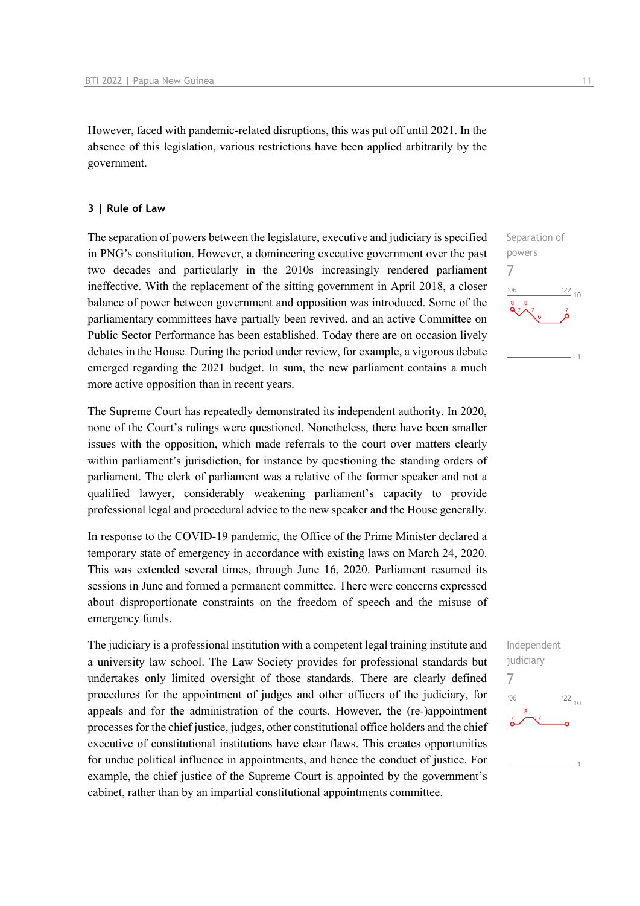However, faced with pandemic-related disruptions, this was put off until 2021. In the absence of this legislation, various restrictions have been applied arbitrarily by the government.

### 3 | Rule of Law

Separation of powers
7

The separation of powers between the legislature, executive and judiciary is specified in PNG's constitution. However, a domineering executive government over the past two decades and particularly in the 2010s increasingly rendered parliament ineffective. With the replacement of the sitting government in April 2018, a closer balance of power between government and opposition was introduced. Some of the parliamentary committees have partially been revived, and an active Committee on Public Sector Performance has been established. Today there are on occasion lively debates in the House. During the period under review, for example, a vigorous debate emerged regarding the 2021 budget. In sum, the new parliament contains a much more active opposition than in recent years.

The Supreme Court has repeatedly demonstrated its independent authority. In 2020, none of the Court's rulings were questioned. Nonetheless, there have been smaller issues with the opposition, which made referrals to the court over matters clearly within parliament's jurisdiction, for instance by questioning the standing orders of parliament. The clerk of parliament was a relative of the former speaker and not a qualified lawyer, considerably weakening parliament's capacity to provide professional legal and procedural advice to the new speaker and the House generally.

In response to the COVID-19 pandemic, the Office of the Prime Minister declared a temporary state of emergency in accordance with existing laws on March 24, 2020. This was extended several times, through June 16, 2020. Parliament resumed its sessions in June and formed a permanent committee. There were concerns expressed about disproportionate constraints on the freedom of speech and the misuse of emergency funds.

Independent judiciary
7

The judiciary is a professional institution with a competent legal training institute and a university law school. The Law Society provides for professional standards but undertakes only limited oversight of those standards. There are clearly defined procedures for the appointment of judges and other officers of the judiciary, for appeals and for the administration of the courts. However, the (re-)appointment processes for the chief justice, judges, other constitutional office holders and the chief executive of constitutional institutions have clear flaws. This creates opportunities for undue political influence in appointments, and hence the conduct of justice. For example, the chief justice of the Supreme Court is appointed by the government's cabinet, rather than by an impartial constitutional appointments committee.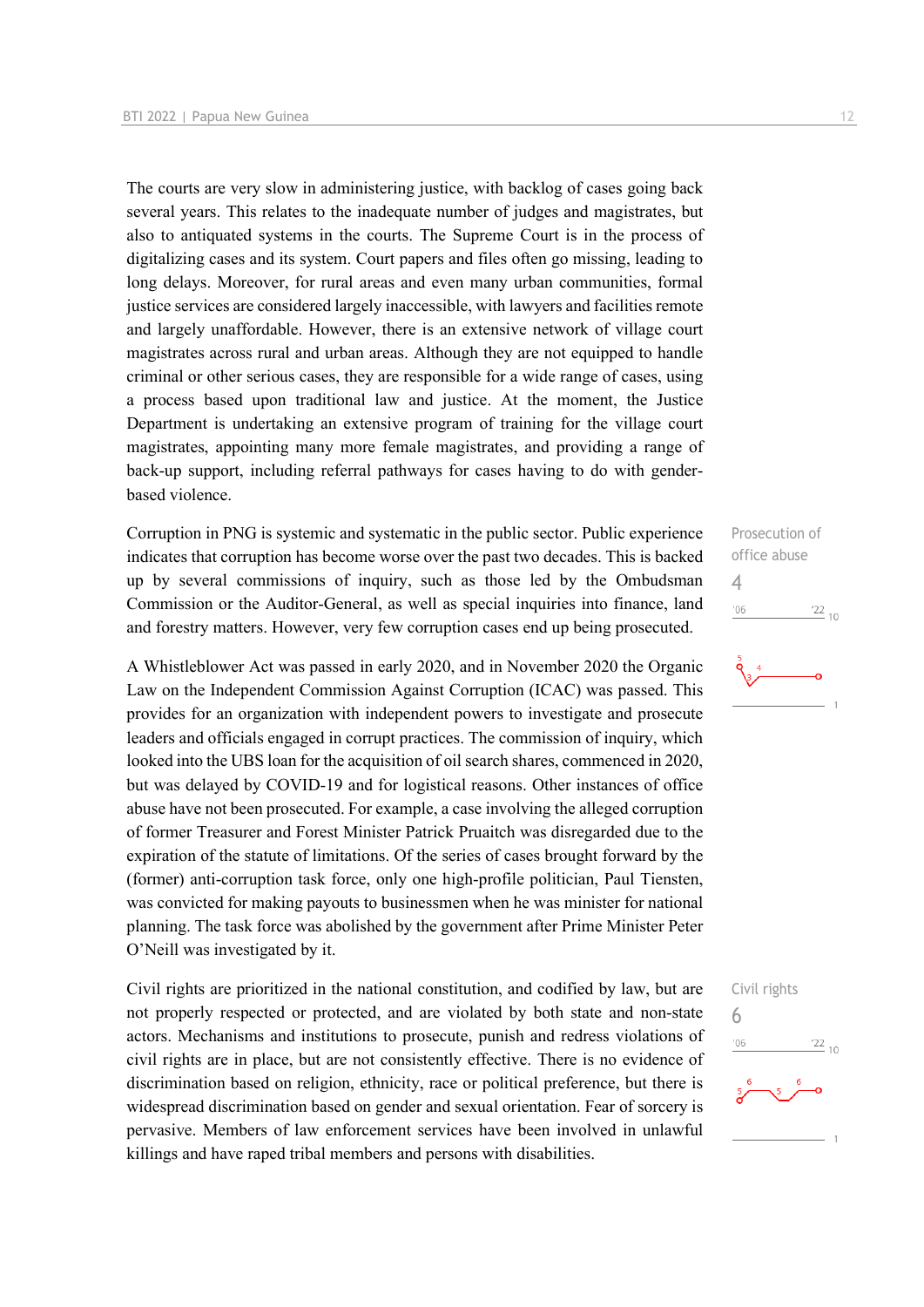The courts are very slow in administering justice, with backlog of cases going back several years. This relates to the inadequate number of judges and magistrates, but also to antiquated systems in the courts. The Supreme Court is in the process of digitalizing cases and its system. Court papers and files often go missing, leading to long delays. Moreover, for rural areas and even many urban communities, formal justice services are considered largely inaccessible, with lawyers and facilities remote and largely unaffordable. However, there is an extensive network of village court magistrates across rural and urban areas. Although they are not equipped to handle criminal or other serious cases, they are responsible for a wide range of cases, using a process based upon traditional law and justice. At the moment, the Justice Department is undertaking an extensive program of training for the village court magistrates, appointing many more female magistrates, and providing a range of back-up support, including referral pathways for cases having to do with gender-based violence.

Prosecution of office abuse
4

Corruption in PNG is systemic and systematic in the public sector. Public experience indicates that corruption has become worse over the past two decades. This is backed up by several commissions of inquiry, such as those led by the Ombudsman Commission or the Auditor-General, as well as special inquiries into finance, land and forestry matters. However, very few corruption cases end up being prosecuted.

A Whistleblower Act was passed in early 2020, and in November 2020 the Organic Law on the Independent Commission Against Corruption (ICAC) was passed. This provides for an organization with independent powers to investigate and prosecute leaders and officials engaged in corrupt practices. The commission of inquiry, which looked into the UBS loan for the acquisition of oil search shares, commenced in 2020, but was delayed by COVID-19 and for logistical reasons. Other instances of office abuse have not been prosecuted. For example, a case involving the alleged corruption of former Treasurer and Forest Minister Patrick Pruaitch was disregarded due to the expiration of the statute of limitations. Of the series of cases brought forward by the (former) anti-corruption task force, only one high-profile politician, Paul Tiensten, was convicted for making payouts to businessmen when he was minister for national planning. The task force was abolished by the government after Prime Minister Peter O'Neill was investigated by it.

Civil rights
6

Civil rights are prioritized in the national constitution, and codified by law, but are not properly respected or protected, and are violated by both state and non-state actors. Mechanisms and institutions to prosecute, punish and redress violations of civil rights are in place, but are not consistently effective. There is no evidence of discrimination based on religion, ethnicity, race or political preference, but there is widespread discrimination based on gender and sexual orientation. Fear of sorcery is pervasive. Members of law enforcement services have been involved in unlawful killings and have raped tribal members and persons with disabilities.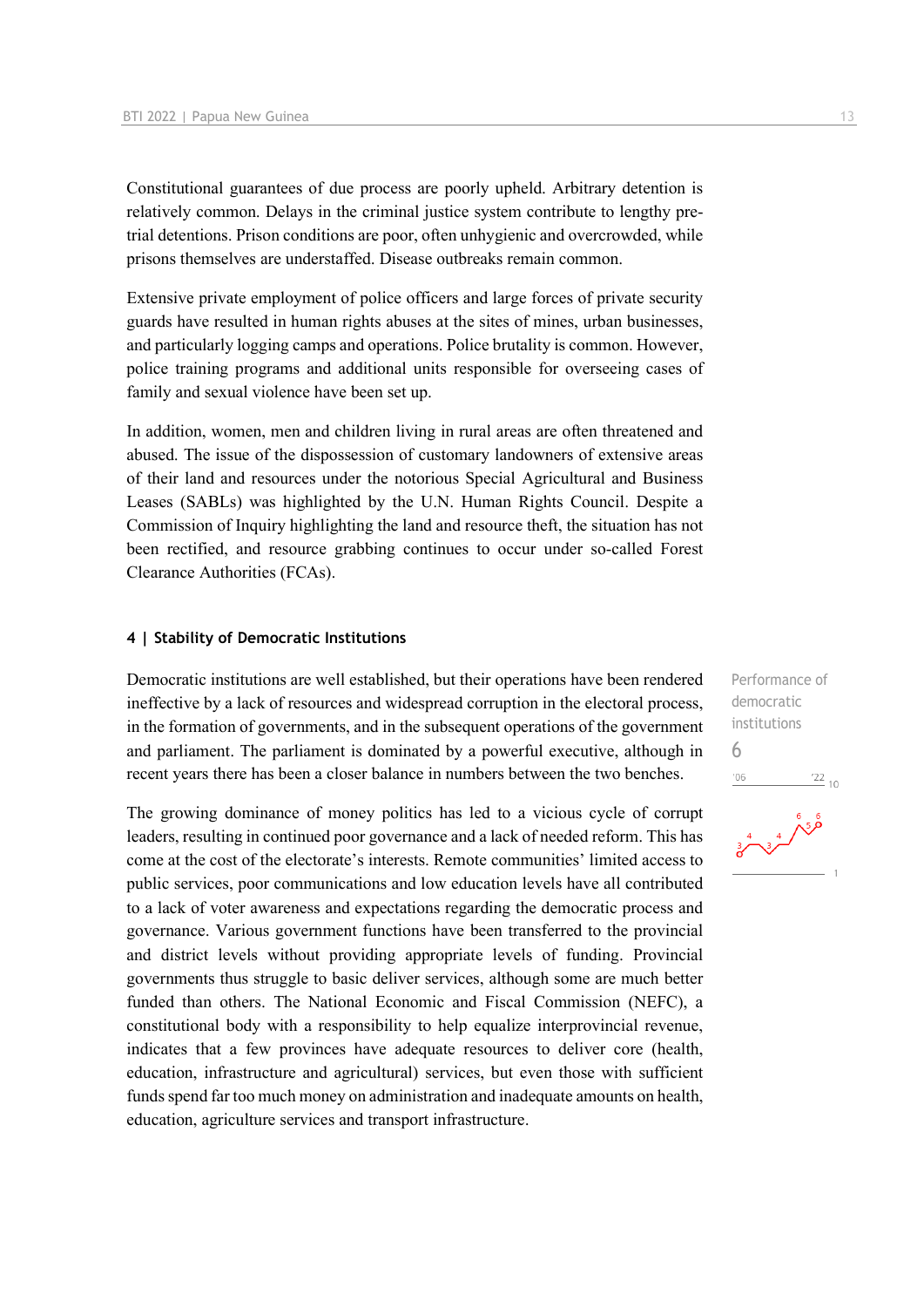Constitutional guarantees of due process are poorly upheld. Arbitrary detention is relatively common. Delays in the criminal justice system contribute to lengthy pre-trial detentions. Prison conditions are poor, often unhygienic and overcrowded, while prisons themselves are understaffed. Disease outbreaks remain common.

Extensive private employment of police officers and large forces of private security guards have resulted in human rights abuses at the sites of mines, urban businesses, and particularly logging camps and operations. Police brutality is common. However, police training programs and additional units responsible for overseeing cases of family and sexual violence have been set up.

In addition, women, men and children living in rural areas are often threatened and abused. The issue of the dispossession of customary landowners of extensive areas of their land and resources under the notorious Special Agricultural and Business Leases (SABLs) was highlighted by the U.N. Human Rights Council. Despite a Commission of Inquiry highlighting the land and resource theft, the situation has not been rectified, and resource grabbing continues to occur under so-called Forest Clearance Authorities (FCAs).

#### 4 | Stability of Democratic Institutions

Performance of democratic institutions

6

Democratic institutions are well established, but their operations have been rendered ineffective by a lack of resources and widespread corruption in the electoral process, in the formation of governments, and in the subsequent operations of the government and parliament. The parliament is dominated by a powerful executive, although in recent years there has been a closer balance in numbers between the two benches.

The growing dominance of money politics has led to a vicious cycle of corrupt leaders, resulting in continued poor governance and a lack of needed reform. This has come at the cost of the electorate's interests. Remote communities' limited access to public services, poor communications and low education levels have all contributed to a lack of voter awareness and expectations regarding the democratic process and governance. Various government functions have been transferred to the provincial and district levels without providing appropriate levels of funding. Provincial governments thus struggle to basic deliver services, although some are much better funded than others. The National Economic and Fiscal Commission (NEFC), a constitutional body with a responsibility to help equalize interprovincial revenue, indicates that a few provinces have adequate resources to deliver core (health, education, infrastructure and agricultural) services, but even those with sufficient funds spend far too much money on administration and inadequate amounts on health, education, agriculture services and transport infrastructure.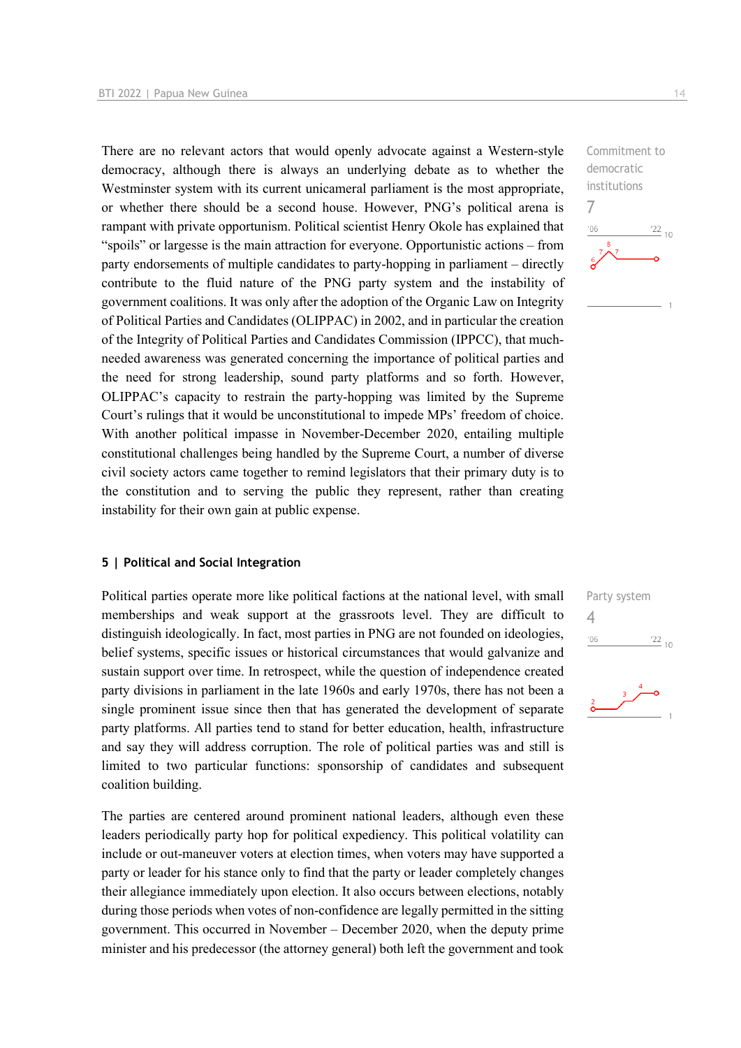There are no relevant actors that would openly advocate against a Western-style democracy, although there is always an underlying debate as to whether the Westminster system with its current unicameral parliament is the most appropriate, or whether there should be a second house. However, PNG's political arena is rampant with private opportunism. Political scientist Henry Okole has explained that "spoils" or largesse is the main attraction for everyone. Opportunistic actions – from party endorsements of multiple candidates to party-hopping in parliament – directly contribute to the fluid nature of the PNG party system and the instability of government coalitions. It was only after the adoption of the Organic Law on Integrity of Political Parties and Candidates (OLIPPAC) in 2002, and in particular the creation of the Integrity of Political Parties and Candidates Commission (IPPCC), that much-needed awareness was generated concerning the importance of political parties and the need for strong leadership, sound party platforms and so forth. However, OLIPPAC's capacity to restrain the party-hopping was limited by the Supreme Court's rulings that it would be unconstitutional to impede MPs' freedom of choice. With another political impasse in November-December 2020, entailing multiple constitutional challenges being handled by the Supreme Court, a number of diverse civil society actors came together to remind legislators that their primary duty is to the constitution and to serving the public they represent, rather than creating instability for their own gain at public expense.

Commitment to democratic institutions
7

## 5 | Political and Social Integration

Political parties operate more like political factions at the national level, with small memberships and weak support at the grassroots level. They are difficult to distinguish ideologically. In fact, most parties in PNG are not founded on ideologies, belief systems, specific issues or historical circumstances that would galvanize and sustain support over time. In retrospect, while the question of independence created party divisions in parliament in the late 1960s and early 1970s, there has not been a single prominent issue since then that has generated the development of separate party platforms. All parties tend to stand for better education, health, infrastructure and say they will address corruption. The role of political parties was and still is limited to two particular functions: sponsorship of candidates and subsequent coalition building.

Party system
4

The parties are centered around prominent national leaders, although even these leaders periodically party hop for political expediency. This political volatility can include or out-maneuver voters at election times, when voters may have supported a party or leader for his stance only to find that the party or leader completely changes their allegiance immediately upon election. It also occurs between elections, notably during those periods when votes of non-confidence are legally permitted in the sitting government. This occurred in November – December 2020, when the deputy prime minister and his predecessor (the attorney general) both left the government and took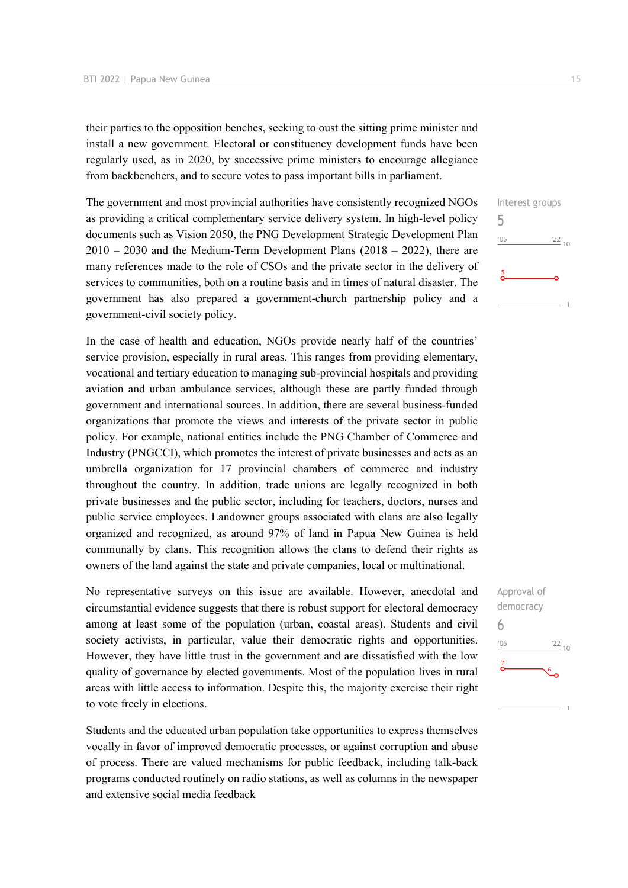their parties to the opposition benches, seeking to oust the sitting prime minister and install a new government. Electoral or constituency development funds have been regularly used, as in 2020, by successive prime ministers to encourage allegiance from backbenchers, and to secure votes to pass important bills in parliament.

Interest groups
5

The government and most provincial authorities have consistently recognized NGOs as providing a critical complementary service delivery system. In high-level policy documents such as Vision 2050, the PNG Development Strategic Development Plan 2010 – 2030 and the Medium-Term Development Plans (2018 – 2022), there are many references made to the role of CSOs and the private sector in the delivery of services to communities, both on a routine basis and in times of natural disaster. The government has also prepared a government-church partnership policy and a government-civil society policy.

In the case of health and education, NGOs provide nearly half of the countries' service provision, especially in rural areas. This ranges from providing elementary, vocational and tertiary education to managing sub-provincial hospitals and providing aviation and urban ambulance services, although these are partly funded through government and international sources. In addition, there are several business-funded organizations that promote the views and interests of the private sector in public policy. For example, national entities include the PNG Chamber of Commerce and Industry (PNGCCI), which promotes the interest of private businesses and acts as an umbrella organization for 17 provincial chambers of commerce and industry throughout the country. In addition, trade unions are legally recognized in both private businesses and the public sector, including for teachers, doctors, nurses and public service employees. Landowner groups associated with clans are also legally organized and recognized, as around 97% of land in Papua New Guinea is held communally by clans. This recognition allows the clans to defend their rights as owners of the land against the state and private companies, local or multinational.

Approval of democracy
6

No representative surveys on this issue are available. However, anecdotal and circumstantial evidence suggests that there is robust support for electoral democracy among at least some of the population (urban, coastal areas). Students and civil society activists, in particular, value their democratic rights and opportunities. However, they have little trust in the government and are dissatisfied with the low quality of governance by elected governments. Most of the population lives in rural areas with little access to information. Despite this, the majority exercise their right to vote freely in elections.

Students and the educated urban population take opportunities to express themselves vocally in favor of improved democratic processes, or against corruption and abuse of process. There are valued mechanisms for public feedback, including talk-back programs conducted routinely on radio stations, as well as columns in the newspaper and extensive social media feedback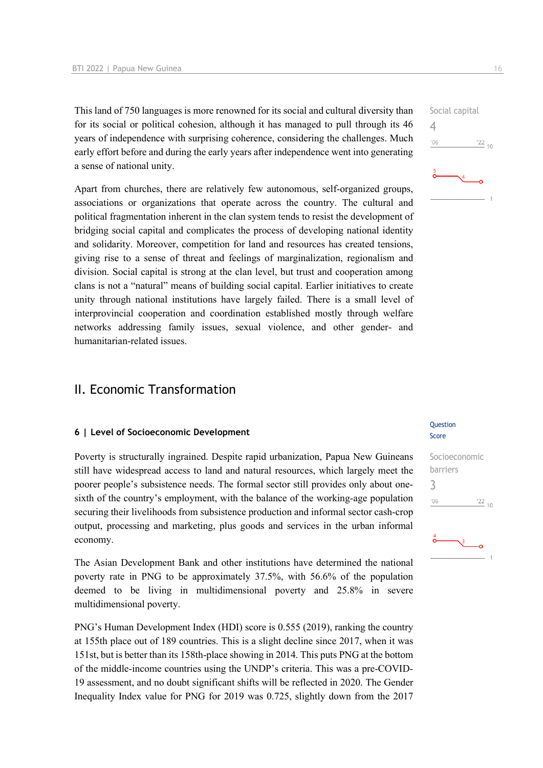This land of 750 languages is more renowned for its social and cultural diversity than for its social or political cohesion, although it has managed to pull through its 46 years of independence with surprising coherence, considering the challenges. Much early effort before and during the early years after independence went into generating a sense of national unity.

Social capital
4

Apart from churches, there are relatively few autonomous, self-organized groups, associations or organizations that operate across the country. The cultural and political fragmentation inherent in the clan system tends to resist the development of bridging social capital and complicates the process of developing national identity and solidarity. Moreover, competition for land and resources has created tensions, giving rise to a sense of threat and feelings of marginalization, regionalism and division. Social capital is strong at the clan level, but trust and cooperation among clans is not a "natural" means of building social capital. Earlier initiatives to create unity through national institutions have largely failed. There is a small level of interprovincial cooperation and coordination established mostly through welfare networks addressing family issues, sexual violence, and other gender- and humanitarian-related issues.

## II. Economic Transformation

### 6 | Level of Socioeconomic Development

Question Score

Poverty is structurally ingrained. Despite rapid urbanization, Papua New Guineans still have widespread access to land and natural resources, which largely meet the poorer people's subsistence needs. The formal sector still provides only about one-sixth of the country's employment, with the balance of the working-age population securing their livelihoods from subsistence production and informal sector cash-crop output, processing and marketing, plus goods and services in the urban informal economy.

Socioeconomic barriers
3

The Asian Development Bank and other institutions have determined the national poverty rate in PNG to be approximately 37.5%, with 56.6% of the population deemed to be living in multidimensional poverty and 25.8% in severe multidimensional poverty.

PNG's Human Development Index (HDI) score is 0.555 (2019), ranking the country at 155th place out of 189 countries. This is a slight decline since 2017, when it was 151st, but is better than its 158th-place showing in 2014. This puts PNG at the bottom of the middle-income countries using the UNDP's criteria. This was a pre-COVID-19 assessment, and no doubt significant shifts will be reflected in 2020. The Gender Inequality Index value for PNG for 2019 was 0.725, slightly down from the 2017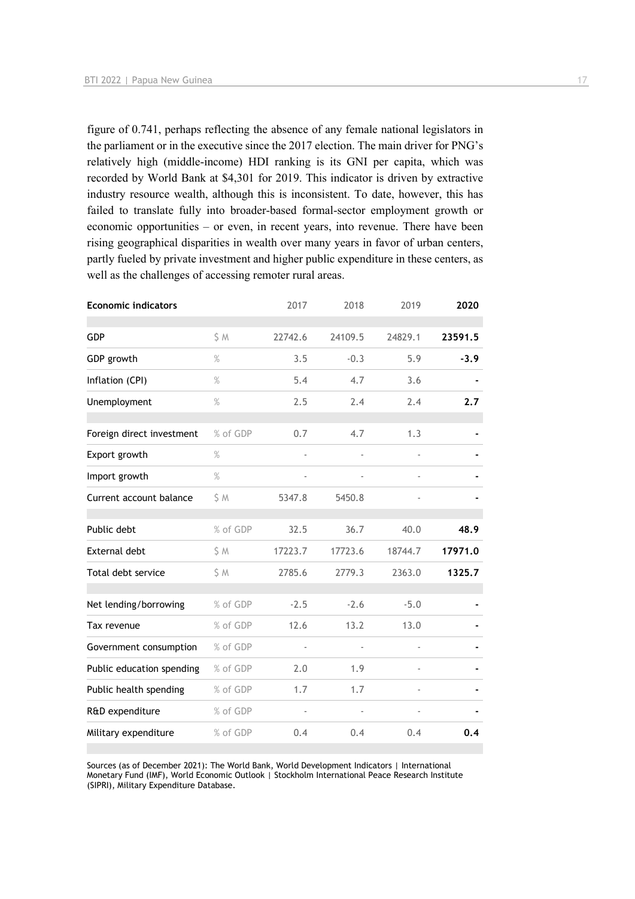figure of 0.741, perhaps reflecting the absence of any female national legislators in the parliament or in the executive since the 2017 election. The main driver for PNG's relatively high (middle-income) HDI ranking is its GNI per capita, which was recorded by World Bank at $4,301 for 2019. This indicator is driven by extractive industry resource wealth, although this is inconsistent. To date, however, this has failed to translate fully into broader-based formal-sector employment growth or economic opportunities – or even, in recent years, into revenue. There have been rising geographical disparities in wealth over many years in favor of urban centers, partly fueled by private investment and higher public expenditure in these centers, as well as the challenges of accessing remoter rural areas.

| Economic indicators | | 2017 | 2018 | 2019 | 2020 |
|---|---|---|---|---|---|
| GDP | $ M | 22742.6 | 24109.5 | 24829.1 | **23591.5** |
| GDP growth | % | 3.5 | -0.3 | 5.9 | **-3.9** |
| Inflation (CPI) | % | 5.4 | 4.7 | 3.6 | **-** |
| Unemployment | % | 2.5 | 2.4 | 2.4 | **2.7** |
| Foreign direct investment | % of GDP | 0.7 | 4.7 | 1.3 | **-** |
| Export growth | % | - | - | - | **-** |
| Import growth | % | - | - | - | **-** |
| Current account balance | $ M | 5347.8 | 5450.8 | - | **-** |
| Public debt | % of GDP | 32.5 | 36.7 | 40.0 | **48.9** |
| External debt | $ M | 17223.7 | 17723.6 | 18744.7 | **17971.0** |
| Total debt service | $ M | 2785.6 | 2779.3 | 2363.0 | **1325.7** |
| Net lending/borrowing | % of GDP | -2.5 | -2.6 | -5.0 | **-** |
| Tax revenue | % of GDP | 12.6 | 13.2 | 13.0 | **-** |
| Government consumption | % of GDP | - | - | - | **-** |
| Public education spending | % of GDP | 2.0 | 1.9 | - | **-** |
| Public health spending | % of GDP | 1.7 | 1.7 | - | **-** |
| R&D expenditure | % of GDP | - | - | - | **-** |
| Military expenditure | % of GDP | 0.4 | 0.4 | 0.4 | **0.4** |

Sources (as of December 2021): The World Bank, World Development Indicators | International Monetary Fund (IMF), World Economic Outlook | Stockholm International Peace Research Institute (SIPRI), Military Expenditure Database.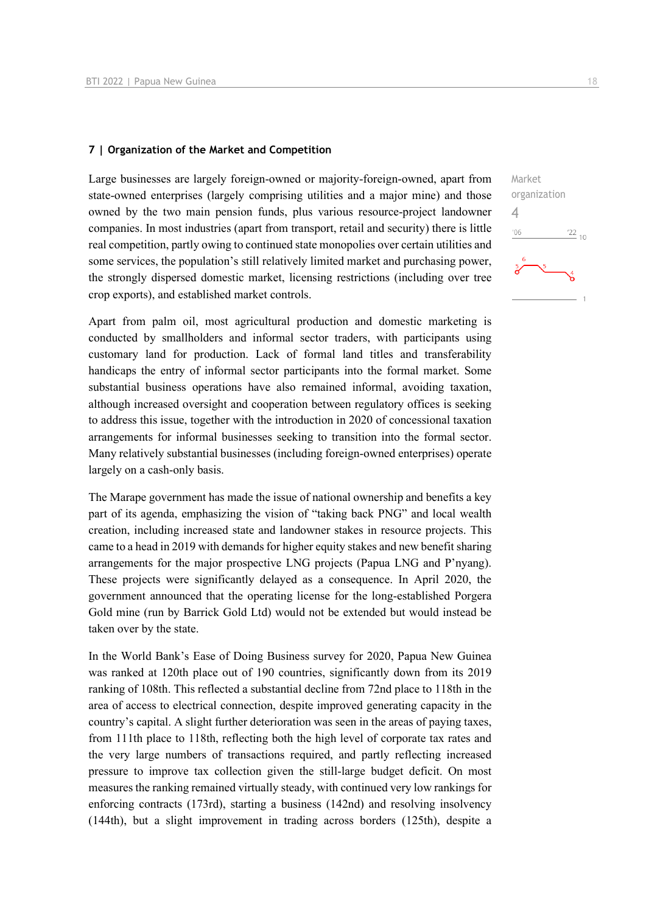### 7 | Organization of the Market and Competition

Market organization
4

Large businesses are largely foreign-owned or majority-foreign-owned, apart from state-owned enterprises (largely comprising utilities and a major mine) and those owned by the two main pension funds, plus various resource-project landowner companies. In most industries (apart from transport, retail and security) there is little real competition, partly owing to continued state monopolies over certain utilities and some services, the population's still relatively limited market and purchasing power, the strongly dispersed domestic market, licensing restrictions (including over tree crop exports), and established market controls.

Apart from palm oil, most agricultural production and domestic marketing is conducted by smallholders and informal sector traders, with participants using customary land for production. Lack of formal land titles and transferability handicaps the entry of informal sector participants into the formal market. Some substantial business operations have also remained informal, avoiding taxation, although increased oversight and cooperation between regulatory offices is seeking to address this issue, together with the introduction in 2020 of concessional taxation arrangements for informal businesses seeking to transition into the formal sector. Many relatively substantial businesses (including foreign-owned enterprises) operate largely on a cash-only basis.

The Marape government has made the issue of national ownership and benefits a key part of its agenda, emphasizing the vision of "taking back PNG" and local wealth creation, including increased state and landowner stakes in resource projects. This came to a head in 2019 with demands for higher equity stakes and new benefit sharing arrangements for the major prospective LNG projects (Papua LNG and P'nyang). These projects were significantly delayed as a consequence. In April 2020, the government announced that the operating license for the long-established Porgera Gold mine (run by Barrick Gold Ltd) would not be extended but would instead be taken over by the state.

In the World Bank's Ease of Doing Business survey for 2020, Papua New Guinea was ranked at 120th place out of 190 countries, significantly down from its 2019 ranking of 108th. This reflected a substantial decline from 72nd place to 118th in the area of access to electrical connection, despite improved generating capacity in the country's capital. A slight further deterioration was seen in the areas of paying taxes, from 111th place to 118th, reflecting both the high level of corporate tax rates and the very large numbers of transactions required, and partly reflecting increased pressure to improve tax collection given the still-large budget deficit. On most measures the ranking remained virtually steady, with continued very low rankings for enforcing contracts (173rd), starting a business (142nd) and resolving insolvency (144th), but a slight improvement in trading across borders (125th), despite a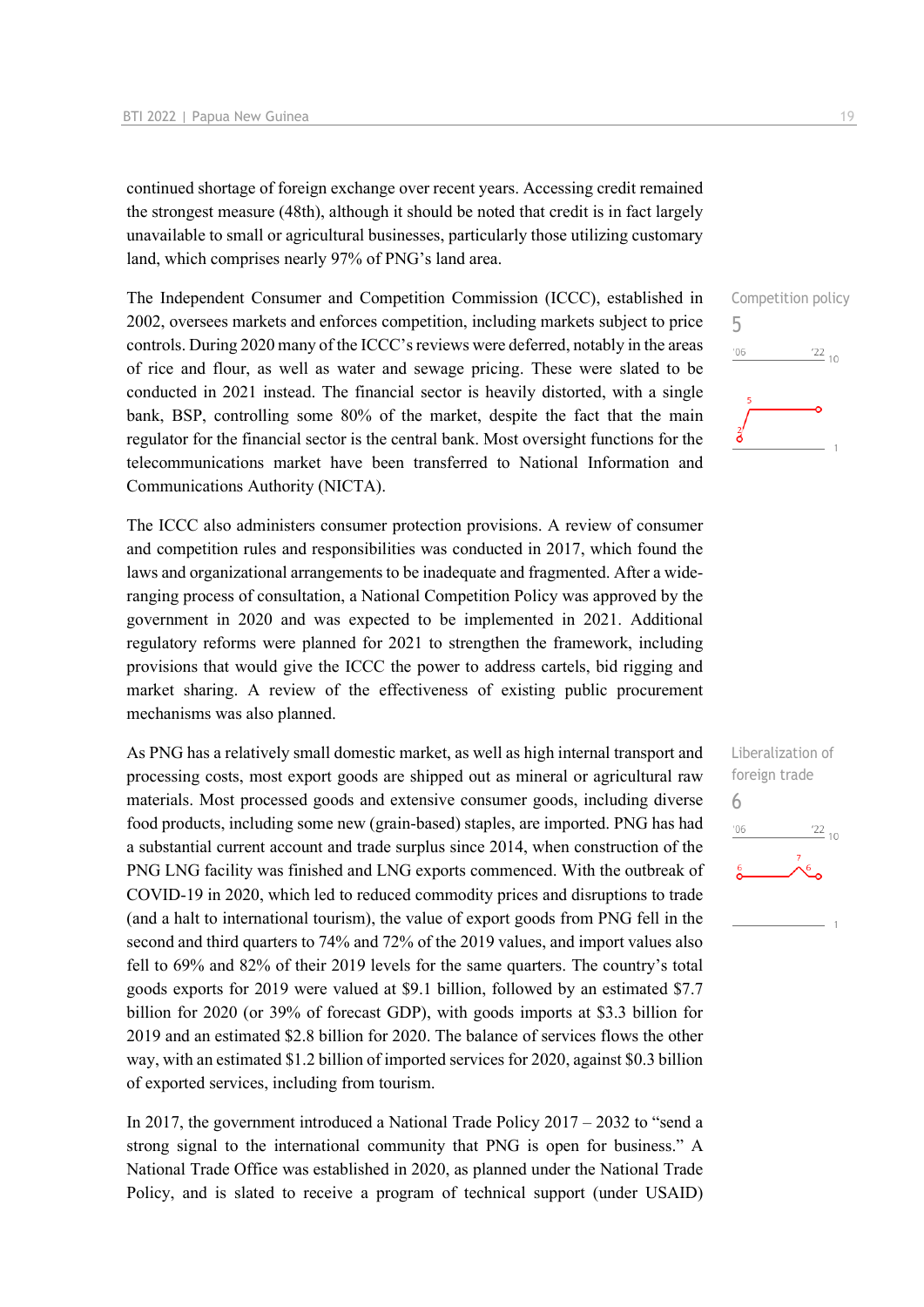continued shortage of foreign exchange over recent years. Accessing credit remained the strongest measure (48th), although it should be noted that credit is in fact largely unavailable to small or agricultural businesses, particularly those utilizing customary land, which comprises nearly 97% of PNG's land area.

Competition policy
5

The Independent Consumer and Competition Commission (ICCC), established in 2002, oversees markets and enforces competition, including markets subject to price controls. During 2020 many of the ICCC's reviews were deferred, notably in the areas of rice and flour, as well as water and sewage pricing. These were slated to be conducted in 2021 instead. The financial sector is heavily distorted, with a single bank, BSP, controlling some 80% of the market, despite the fact that the main regulator for the financial sector is the central bank. Most oversight functions for the telecommunications market have been transferred to National Information and Communications Authority (NICTA).

The ICCC also administers consumer protection provisions. A review of consumer and competition rules and responsibilities was conducted in 2017, which found the laws and organizational arrangements to be inadequate and fragmented. After a wide-ranging process of consultation, a National Competition Policy was approved by the government in 2020 and was expected to be implemented in 2021. Additional regulatory reforms were planned for 2021 to strengthen the framework, including provisions that would give the ICCC the power to address cartels, bid rigging and market sharing. A review of the effectiveness of existing public procurement mechanisms was also planned.

Liberalization of foreign trade
6

As PNG has a relatively small domestic market, as well as high internal transport and processing costs, most export goods are shipped out as mineral or agricultural raw materials. Most processed goods and extensive consumer goods, including diverse food products, including some new (grain-based) staples, are imported. PNG has had a substantial current account and trade surplus since 2014, when construction of the PNG LNG facility was finished and LNG exports commenced. With the outbreak of COVID-19 in 2020, which led to reduced commodity prices and disruptions to trade (and a halt to international tourism), the value of export goods from PNG fell in the second and third quarters to 74% and 72% of the 2019 values, and import values also fell to 69% and 82% of their 2019 levels for the same quarters. The country's total goods exports for 2019 were valued at $9.1 billion, followed by an estimated $7.7 billion for 2020 (or 39% of forecast GDP), with goods imports at $3.3 billion for 2019 and an estimated $2.8 billion for 2020. The balance of services flows the other way, with an estimated $1.2 billion of imported services for 2020, against $0.3 billion of exported services, including from tourism.

In 2017, the government introduced a National Trade Policy 2017 – 2032 to "send a strong signal to the international community that PNG is open for business." A National Trade Office was established in 2020, as planned under the National Trade Policy, and is slated to receive a program of technical support (under USAID)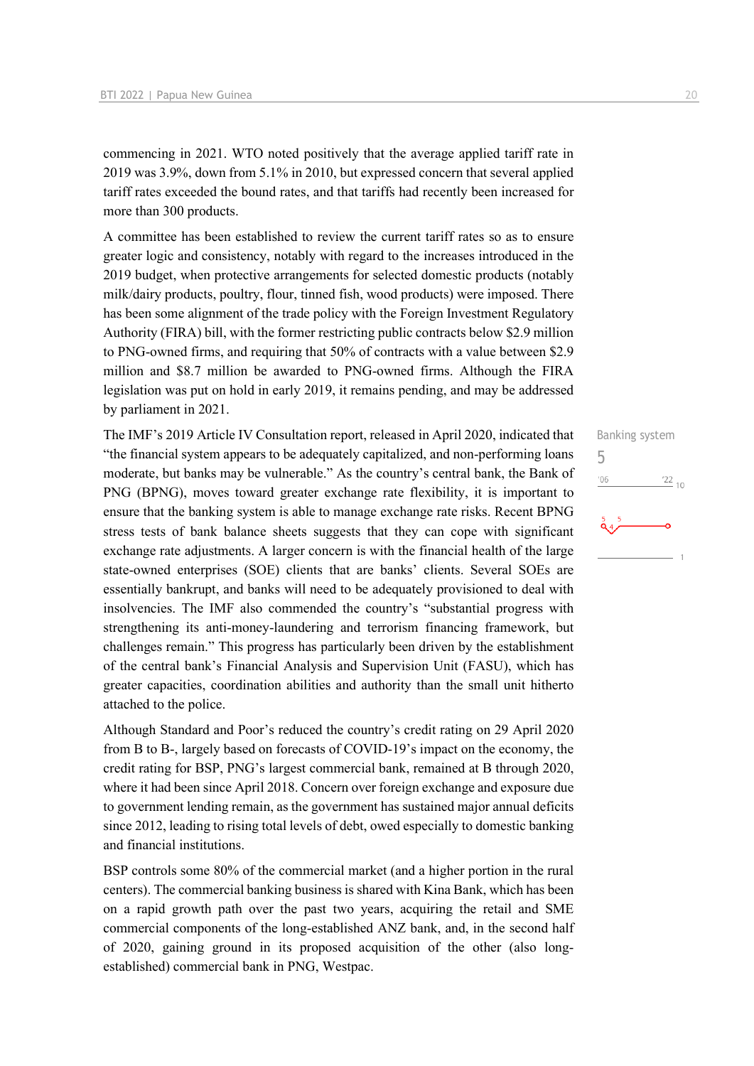commencing in 2021. WTO noted positively that the average applied tariff rate in 2019 was 3.9%, down from 5.1% in 2010, but expressed concern that several applied tariff rates exceeded the bound rates, and that tariffs had recently been increased for more than 300 products.

A committee has been established to review the current tariff rates so as to ensure greater logic and consistency, notably with regard to the increases introduced in the 2019 budget, when protective arrangements for selected domestic products (notably milk/dairy products, poultry, flour, tinned fish, wood products) were imposed. There has been some alignment of the trade policy with the Foreign Investment Regulatory Authority (FIRA) bill, with the former restricting public contracts below $2.9 million to PNG-owned firms, and requiring that 50% of contracts with a value between $2.9 million and $8.7 million be awarded to PNG-owned firms. Although the FIRA legislation was put on hold in early 2019, it remains pending, and may be addressed by parliament in 2021.

Banking system

5

The IMF's 2019 Article IV Consultation report, released in April 2020, indicated that "the financial system appears to be adequately capitalized, and non-performing loans moderate, but banks may be vulnerable." As the country's central bank, the Bank of PNG (BPNG), moves toward greater exchange rate flexibility, it is important to ensure that the banking system is able to manage exchange rate risks. Recent BPNG stress tests of bank balance sheets suggests that they can cope with significant exchange rate adjustments. A larger concern is with the financial health of the large state-owned enterprises (SOE) clients that are banks' clients. Several SOEs are essentially bankrupt, and banks will need to be adequately provisioned to deal with insolvencies. The IMF also commended the country's "substantial progress with strengthening its anti-money-laundering and terrorism financing framework, but challenges remain." This progress has particularly been driven by the establishment of the central bank's Financial Analysis and Supervision Unit (FASU), which has greater capacities, coordination abilities and authority than the small unit hitherto attached to the police.

Although Standard and Poor's reduced the country's credit rating on 29 April 2020 from B to B-, largely based on forecasts of COVID-19's impact on the economy, the credit rating for BSP, PNG's largest commercial bank, remained at B through 2020, where it had been since April 2018. Concern over foreign exchange and exposure due to government lending remain, as the government has sustained major annual deficits since 2012, leading to rising total levels of debt, owed especially to domestic banking and financial institutions.

BSP controls some 80% of the commercial market (and a higher portion in the rural centers). The commercial banking business is shared with Kina Bank, which has been on a rapid growth path over the past two years, acquiring the retail and SME commercial components of the long-established ANZ bank, and, in the second half of 2020, gaining ground in its proposed acquisition of the other (also long-established) commercial bank in PNG, Westpac.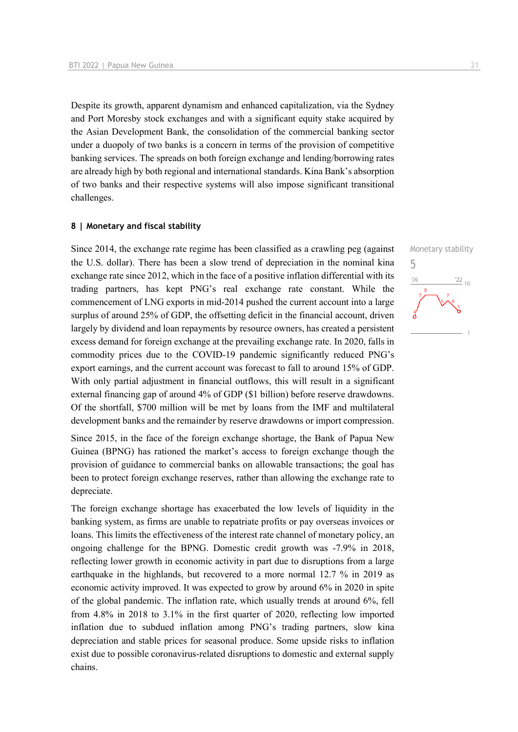Despite its growth, apparent dynamism and enhanced capitalization, via the Sydney and Port Moresby stock exchanges and with a significant equity stake acquired by the Asian Development Bank, the consolidation of the commercial banking sector under a duopoly of two banks is a concern in terms of the provision of competitive banking services. The spreads on both foreign exchange and lending/borrowing rates are already high by both regional and international standards. Kina Bank's absorption of two banks and their respective systems will also impose significant transitional challenges.

## 8 | Monetary and fiscal stability

Monetary stability
5

Since 2014, the exchange rate regime has been classified as a crawling peg (against the U.S. dollar). There has been a slow trend of depreciation in the nominal kina exchange rate since 2012, which in the face of a positive inflation differential with its trading partners, has kept PNG's real exchange rate constant. While the commencement of LNG exports in mid-2014 pushed the current account into a large surplus of around 25% of GDP, the offsetting deficit in the financial account, driven largely by dividend and loan repayments by resource owners, has created a persistent excess demand for foreign exchange at the prevailing exchange rate. In 2020, falls in commodity prices due to the COVID-19 pandemic significantly reduced PNG's export earnings, and the current account was forecast to fall to around 15% of GDP. With only partial adjustment in financial outflows, this will result in a significant external financing gap of around 4% of GDP ($1 billion) before reserve drawdowns. Of the shortfall, $700 million will be met by loans from the IMF and multilateral development banks and the remainder by reserve drawdowns or import compression.

Since 2015, in the face of the foreign exchange shortage, the Bank of Papua New Guinea (BPNG) has rationed the market's access to foreign exchange though the provision of guidance to commercial banks on allowable transactions; the goal has been to protect foreign exchange reserves, rather than allowing the exchange rate to depreciate.

The foreign exchange shortage has exacerbated the low levels of liquidity in the banking system, as firms are unable to repatriate profits or pay overseas invoices or loans. This limits the effectiveness of the interest rate channel of monetary policy, an ongoing challenge for the BPNG. Domestic credit growth was -7.9% in 2018, reflecting lower growth in economic activity in part due to disruptions from a large earthquake in the highlands, but recovered to a more normal 12.7 % in 2019 as economic activity improved. It was expected to grow by around 6% in 2020 in spite of the global pandemic. The inflation rate, which usually trends at around 6%, fell from 4.8% in 2018 to 3.1% in the first quarter of 2020, reflecting low imported inflation due to subdued inflation among PNG's trading partners, slow kina depreciation and stable prices for seasonal produce. Some upside risks to inflation exist due to possible coronavirus-related disruptions to domestic and external supply chains.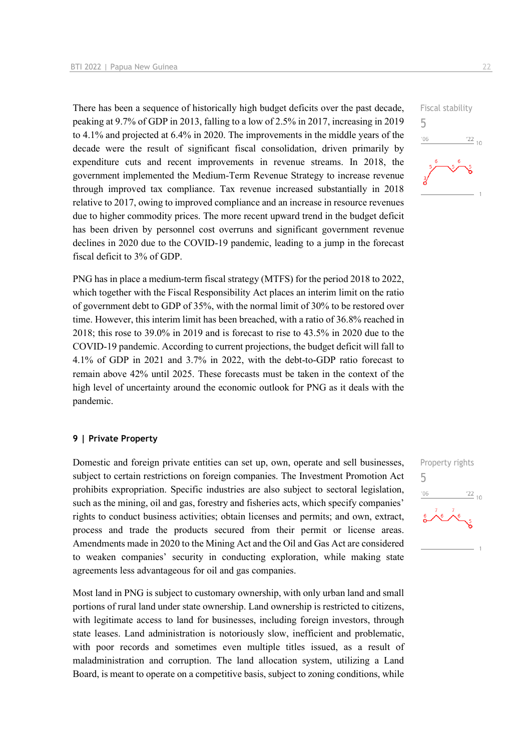There has been a sequence of historically high budget deficits over the past decade, peaking at 9.7% of GDP in 2013, falling to a low of 2.5% in 2017, increasing in 2019 to 4.1% and projected at 6.4% in 2020. The improvements in the middle years of the decade were the result of significant fiscal consolidation, driven primarily by expenditure cuts and recent improvements in revenue streams. In 2018, the government implemented the Medium-Term Revenue Strategy to increase revenue through improved tax compliance. Tax revenue increased substantially in 2018 relative to 2017, owing to improved compliance and an increase in resource revenues due to higher commodity prices. The more recent upward trend in the budget deficit has been driven by personnel cost overruns and significant government revenue declines in 2020 due to the COVID-19 pandemic, leading to a jump in the forecast fiscal deficit to 3% of GDP.

Fiscal stability
5

PNG has in place a medium-term fiscal strategy (MTFS) for the period 2018 to 2022, which together with the Fiscal Responsibility Act places an interim limit on the ratio of government debt to GDP of 35%, with the normal limit of 30% to be restored over time. However, this interim limit has been breached, with a ratio of 36.8% reached in 2018; this rose to 39.0% in 2019 and is forecast to rise to 43.5% in 2020 due to the COVID-19 pandemic. According to current projections, the budget deficit will fall to 4.1% of GDP in 2021 and 3.7% in 2022, with the debt-to-GDP ratio forecast to remain above 42% until 2025. These forecasts must be taken in the context of the high level of uncertainty around the economic outlook for PNG as it deals with the pandemic.

## 9 | Private Property

Domestic and foreign private entities can set up, own, operate and sell businesses, subject to certain restrictions on foreign companies. The Investment Promotion Act prohibits expropriation. Specific industries are also subject to sectoral legislation, such as the mining, oil and gas, forestry and fisheries acts, which specify companies' rights to conduct business activities; obtain licenses and permits; and own, extract, process and trade the products secured from their permit or license areas. Amendments made in 2020 to the Mining Act and the Oil and Gas Act are considered to weaken companies' security in conducting exploration, while making state agreements less advantageous for oil and gas companies.

Property rights
5

Most land in PNG is subject to customary ownership, with only urban land and small portions of rural land under state ownership. Land ownership is restricted to citizens, with legitimate access to land for businesses, including foreign investors, through state leases. Land administration is notoriously slow, inefficient and problematic, with poor records and sometimes even multiple titles issued, as a result of maladministration and corruption. The land allocation system, utilizing a Land Board, is meant to operate on a competitive basis, subject to zoning conditions, while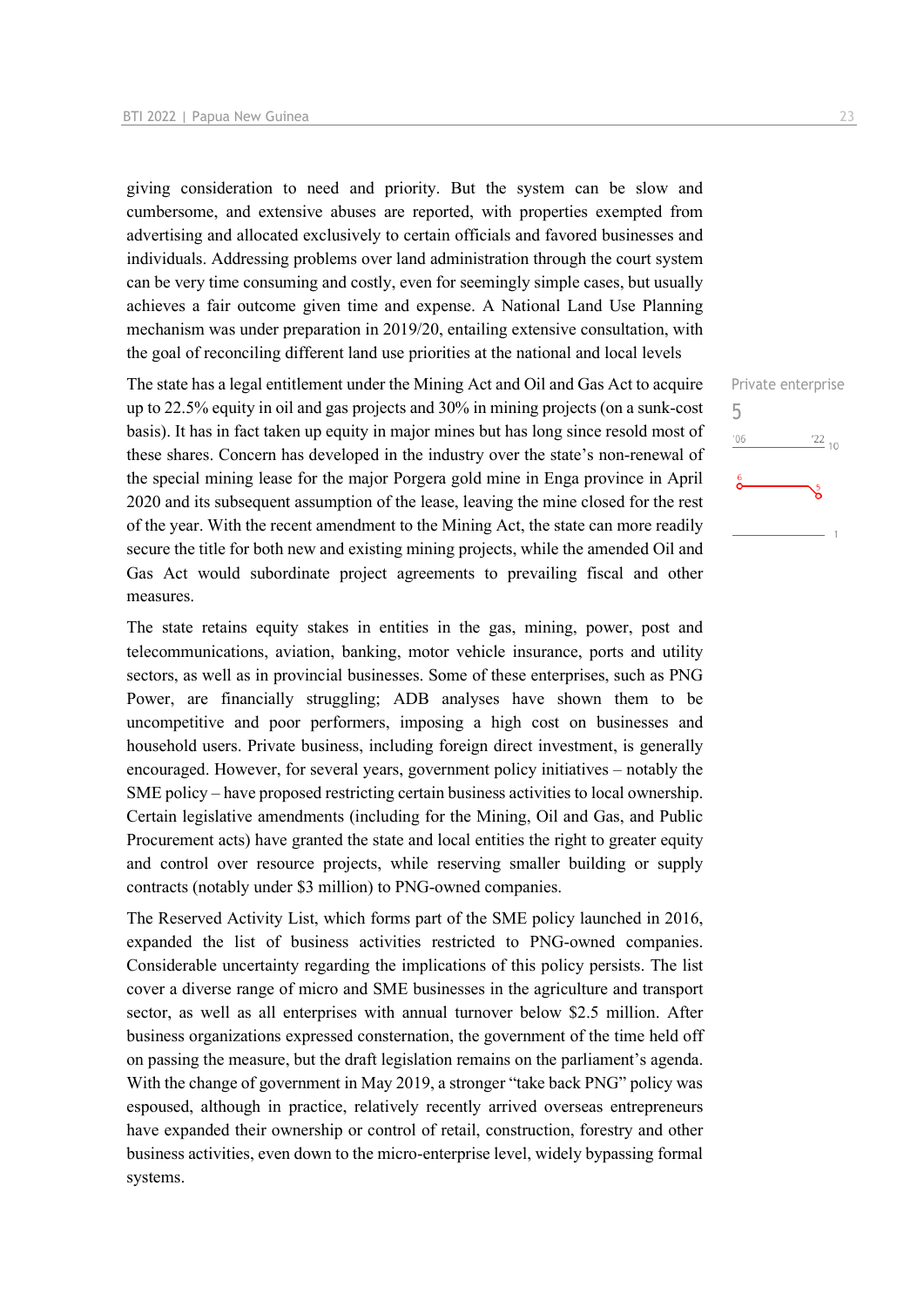giving consideration to need and priority. But the system can be slow and cumbersome, and extensive abuses are reported, with properties exempted from advertising and allocated exclusively to certain officials and favored businesses and individuals. Addressing problems over land administration through the court system can be very time consuming and costly, even for seemingly simple cases, but usually achieves a fair outcome given time and expense. A National Land Use Planning mechanism was under preparation in 2019/20, entailing extensive consultation, with the goal of reconciling different land use priorities at the national and local levels

Private enterprise
5

The state has a legal entitlement under the Mining Act and Oil and Gas Act to acquire up to 22.5% equity in oil and gas projects and 30% in mining projects (on a sunk-cost basis). It has in fact taken up equity in major mines but has long since resold most of these shares. Concern has developed in the industry over the state's non-renewal of the special mining lease for the major Porgera gold mine in Enga province in April 2020 and its subsequent assumption of the lease, leaving the mine closed for the rest of the year. With the recent amendment to the Mining Act, the state can more readily secure the title for both new and existing mining projects, while the amended Oil and Gas Act would subordinate project agreements to prevailing fiscal and other measures.

The state retains equity stakes in entities in the gas, mining, power, post and telecommunications, aviation, banking, motor vehicle insurance, ports and utility sectors, as well as in provincial businesses. Some of these enterprises, such as PNG Power, are financially struggling; ADB analyses have shown them to be uncompetitive and poor performers, imposing a high cost on businesses and household users. Private business, including foreign direct investment, is generally encouraged. However, for several years, government policy initiatives – notably the SME policy – have proposed restricting certain business activities to local ownership. Certain legislative amendments (including for the Mining, Oil and Gas, and Public Procurement acts) have granted the state and local entities the right to greater equity and control over resource projects, while reserving smaller building or supply contracts (notably under $3 million) to PNG-owned companies.

The Reserved Activity List, which forms part of the SME policy launched in 2016, expanded the list of business activities restricted to PNG-owned companies. Considerable uncertainty regarding the implications of this policy persists. The list cover a diverse range of micro and SME businesses in the agriculture and transport sector, as well as all enterprises with annual turnover below $2.5 million. After business organizations expressed consternation, the government of the time held off on passing the measure, but the draft legislation remains on the parliament's agenda. With the change of government in May 2019, a stronger "take back PNG" policy was espoused, although in practice, relatively recently arrived overseas entrepreneurs have expanded their ownership or control of retail, construction, forestry and other business activities, even down to the micro-enterprise level, widely bypassing formal systems.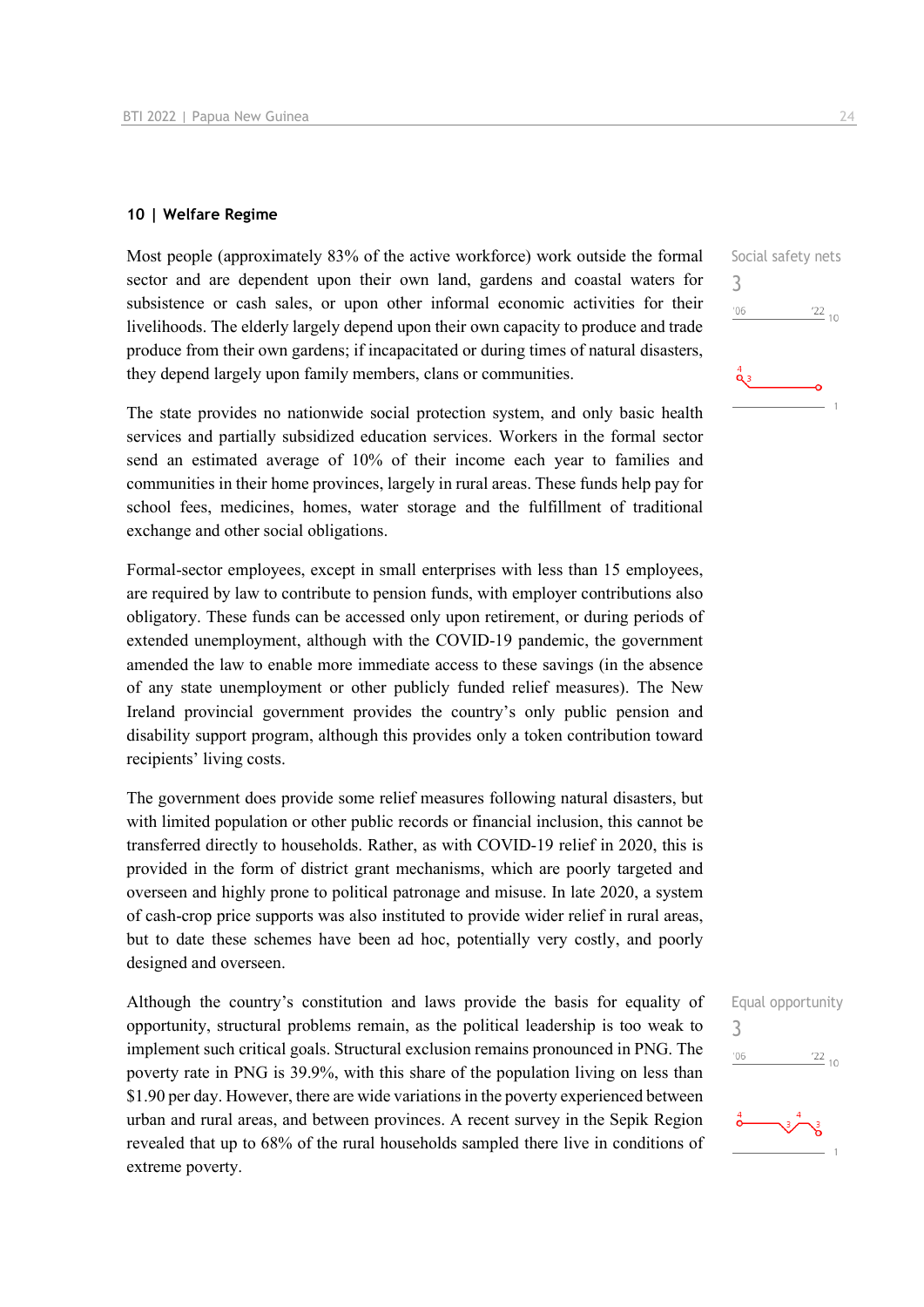## 10 | Welfare Regime

Social safety nets

3

Most people (approximately 83% of the active workforce) work outside the formal sector and are dependent upon their own land, gardens and coastal waters for subsistence or cash sales, or upon other informal economic activities for their livelihoods. The elderly largely depend upon their own capacity to produce and trade produce from their own gardens; if incapacitated or during times of natural disasters, they depend largely upon family members, clans or communities.

The state provides no nationwide social protection system, and only basic health services and partially subsidized education services. Workers in the formal sector send an estimated average of 10% of their income each year to families and communities in their home provinces, largely in rural areas. These funds help pay for school fees, medicines, homes, water storage and the fulfillment of traditional exchange and other social obligations.

Formal-sector employees, except in small enterprises with less than 15 employees, are required by law to contribute to pension funds, with employer contributions also obligatory. These funds can be accessed only upon retirement, or during periods of extended unemployment, although with the COVID-19 pandemic, the government amended the law to enable more immediate access to these savings (in the absence of any state unemployment or other publicly funded relief measures). The New Ireland provincial government provides the country's only public pension and disability support program, although this provides only a token contribution toward recipients' living costs.

The government does provide some relief measures following natural disasters, but with limited population or other public records or financial inclusion, this cannot be transferred directly to households. Rather, as with COVID-19 relief in 2020, this is provided in the form of district grant mechanisms, which are poorly targeted and overseen and highly prone to political patronage and misuse. In late 2020, a system of cash-crop price supports was also instituted to provide wider relief in rural areas, but to date these schemes have been ad hoc, potentially very costly, and poorly designed and overseen.

Equal opportunity

3

Although the country's constitution and laws provide the basis for equality of opportunity, structural problems remain, as the political leadership is too weak to implement such critical goals. Structural exclusion remains pronounced in PNG. The poverty rate in PNG is 39.9%, with this share of the population living on less than $1.90 per day. However, there are wide variations in the poverty experienced between urban and rural areas, and between provinces. A recent survey in the Sepik Region revealed that up to 68% of the rural households sampled there live in conditions of extreme poverty.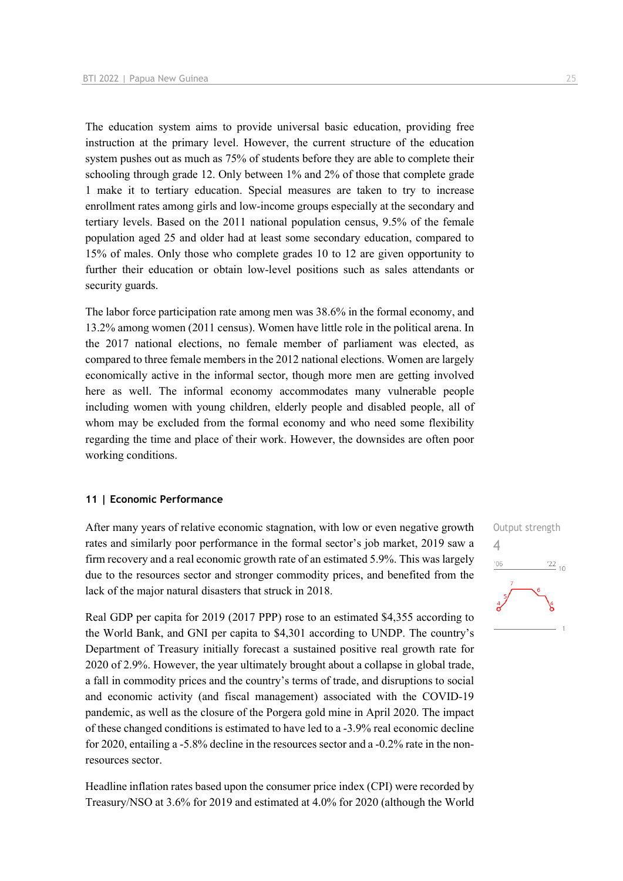The education system aims to provide universal basic education, providing free instruction at the primary level. However, the current structure of the education system pushes out as much as 75% of students before they are able to complete their schooling through grade 12. Only between 1% and 2% of those that complete grade 1 make it to tertiary education. Special measures are taken to try to increase enrollment rates among girls and low-income groups especially at the secondary and tertiary levels. Based on the 2011 national population census, 9.5% of the female population aged 25 and older had at least some secondary education, compared to 15% of males. Only those who complete grades 10 to 12 are given opportunity to further their education or obtain low-level positions such as sales attendants or security guards.

The labor force participation rate among men was 38.6% in the formal economy, and 13.2% among women (2011 census). Women have little role in the political arena. In the 2017 national elections, no female member of parliament was elected, as compared to three female members in the 2012 national elections. Women are largely economically active in the informal sector, though more men are getting involved here as well. The informal economy accommodates many vulnerable people including women with young children, elderly people and disabled people, all of whom may be excluded from the formal economy and who need some flexibility regarding the time and place of their work. However, the downsides are often poor working conditions.

## 11 | Economic Performance

Output strength

4

After many years of relative economic stagnation, with low or even negative growth rates and similarly poor performance in the formal sector's job market, 2019 saw a firm recovery and a real economic growth rate of an estimated 5.9%. This was largely due to the resources sector and stronger commodity prices, and benefited from the lack of the major natural disasters that struck in 2018.

Real GDP per capita for 2019 (2017 PPP) rose to an estimated $4,355 according to the World Bank, and GNI per capita to $4,301 according to UNDP. The country's Department of Treasury initially forecast a sustained positive real growth rate for 2020 of 2.9%. However, the year ultimately brought about a collapse in global trade, a fall in commodity prices and the country's terms of trade, and disruptions to social and economic activity (and fiscal management) associated with the COVID-19 pandemic, as well as the closure of the Porgera gold mine in April 2020. The impact of these changed conditions is estimated to have led to a -3.9% real economic decline for 2020, entailing a -5.8% decline in the resources sector and a -0.2% rate in the non-resources sector.

Headline inflation rates based upon the consumer price index (CPI) were recorded by Treasury/NSO at 3.6% for 2019 and estimated at 4.0% for 2020 (although the World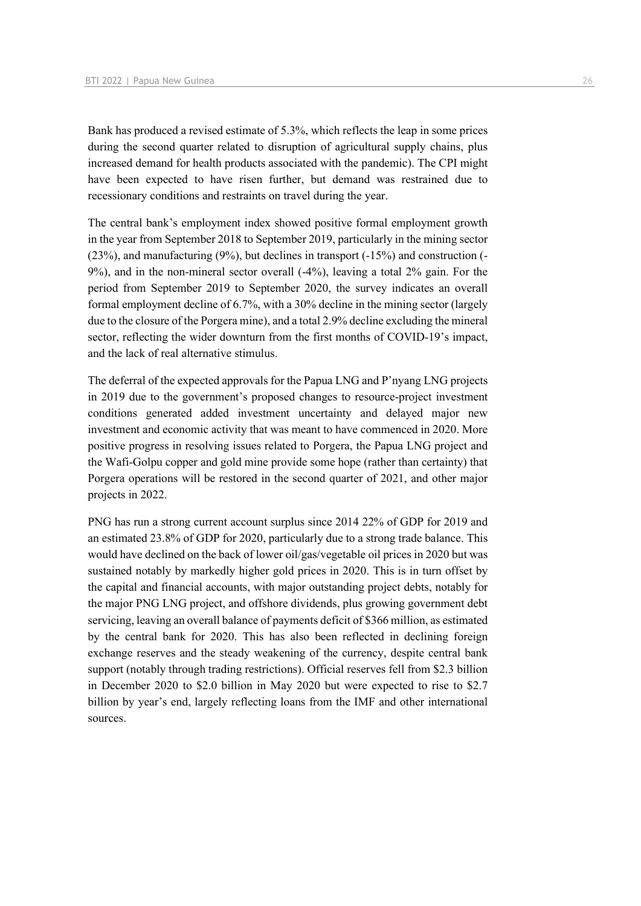Bank has produced a revised estimate of 5.3%, which reflects the leap in some prices during the second quarter related to disruption of agricultural supply chains, plus increased demand for health products associated with the pandemic). The CPI might have been expected to have risen further, but demand was restrained due to recessionary conditions and restraints on travel during the year.

The central bank's employment index showed positive formal employment growth in the year from September 2018 to September 2019, particularly in the mining sector (23%), and manufacturing (9%), but declines in transport (-15%) and construction (-9%), and in the non-mineral sector overall (-4%), leaving a total 2% gain. For the period from September 2019 to September 2020, the survey indicates an overall formal employment decline of 6.7%, with a 30% decline in the mining sector (largely due to the closure of the Porgera mine), and a total 2.9% decline excluding the mineral sector, reflecting the wider downturn from the first months of COVID-19's impact, and the lack of real alternative stimulus.

The deferral of the expected approvals for the Papua LNG and P'nyang LNG projects in 2019 due to the government's proposed changes to resource-project investment conditions generated added investment uncertainty and delayed major new investment and economic activity that was meant to have commenced in 2020. More positive progress in resolving issues related to Porgera, the Papua LNG project and the Wafi-Golpu copper and gold mine provide some hope (rather than certainty) that Porgera operations will be restored in the second quarter of 2021, and other major projects in 2022.

PNG has run a strong current account surplus since 2014 22% of GDP for 2019 and an estimated 23.8% of GDP for 2020, particularly due to a strong trade balance. This would have declined on the back of lower oil/gas/vegetable oil prices in 2020 but was sustained notably by markedly higher gold prices in 2020. This is in turn offset by the capital and financial accounts, with major outstanding project debts, notably for the major PNG LNG project, and offshore dividends, plus growing government debt servicing, leaving an overall balance of payments deficit of $366 million, as estimated by the central bank for 2020. This has also been reflected in declining foreign exchange reserves and the steady weakening of the currency, despite central bank support (notably through trading restrictions). Official reserves fell from $2.3 billion in December 2020 to $2.0 billion in May 2020 but were expected to rise to $2.7 billion by year's end, largely reflecting loans from the IMF and other international sources.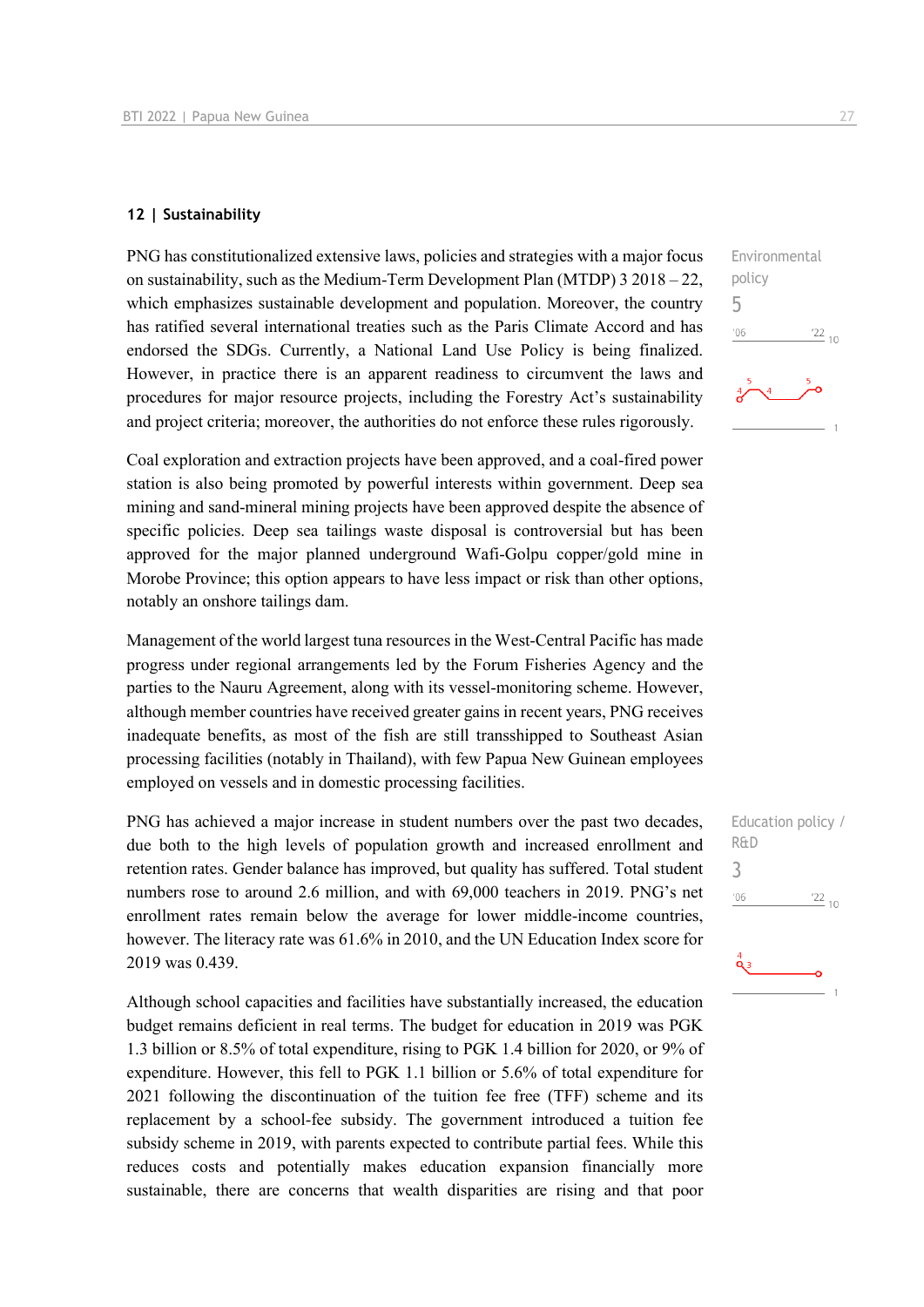## 12 | Sustainability

Environmental policy

5

PNG has constitutionalized extensive laws, policies and strategies with a major focus on sustainability, such as the Medium-Term Development Plan (MTDP) 3 2018 – 22, which emphasizes sustainable development and population. Moreover, the country has ratified several international treaties such as the Paris Climate Accord and has endorsed the SDGs. Currently, a National Land Use Policy is being finalized. However, in practice there is an apparent readiness to circumvent the laws and procedures for major resource projects, including the Forestry Act's sustainability and project criteria; moreover, the authorities do not enforce these rules rigorously.

Coal exploration and extraction projects have been approved, and a coal-fired power station is also being promoted by powerful interests within government. Deep sea mining and sand-mineral mining projects have been approved despite the absence of specific policies. Deep sea tailings waste disposal is controversial but has been approved for the major planned underground Wafi-Golpu copper/gold mine in Morobe Province; this option appears to have less impact or risk than other options, notably an onshore tailings dam.

Management of the world largest tuna resources in the West-Central Pacific has made progress under regional arrangements led by the Forum Fisheries Agency and the parties to the Nauru Agreement, along with its vessel-monitoring scheme. However, although member countries have received greater gains in recent years, PNG receives inadequate benefits, as most of the fish are still transshipped to Southeast Asian processing facilities (notably in Thailand), with few Papua New Guinean employees employed on vessels and in domestic processing facilities.

Education policy / R&D

3

PNG has achieved a major increase in student numbers over the past two decades, due both to the high levels of population growth and increased enrollment and retention rates. Gender balance has improved, but quality has suffered. Total student numbers rose to around 2.6 million, and with 69,000 teachers in 2019. PNG's net enrollment rates remain below the average for lower middle-income countries, however. The literacy rate was 61.6% in 2010, and the UN Education Index score for 2019 was 0.439.

Although school capacities and facilities have substantially increased, the education budget remains deficient in real terms. The budget for education in 2019 was PGK 1.3 billion or 8.5% of total expenditure, rising to PGK 1.4 billion for 2020, or 9% of expenditure. However, this fell to PGK 1.1 billion or 5.6% of total expenditure for 2021 following the discontinuation of the tuition fee free (TFF) scheme and its replacement by a school-fee subsidy. The government introduced a tuition fee subsidy scheme in 2019, with parents expected to contribute partial fees. While this reduces costs and potentially makes education expansion financially more sustainable, there are concerns that wealth disparities are rising and that poor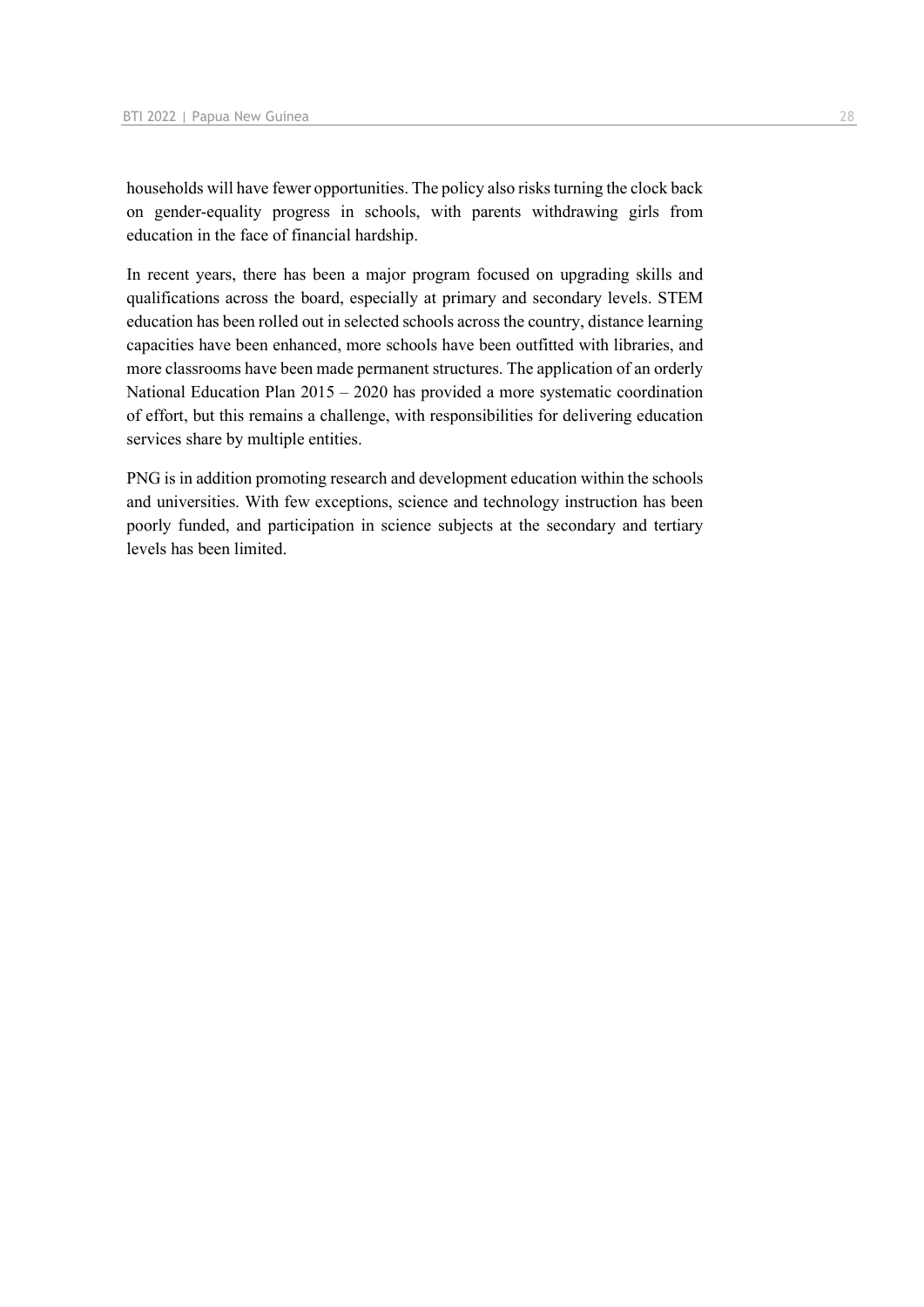households will have fewer opportunities. The policy also risks turning the clock back on gender-equality progress in schools, with parents withdrawing girls from education in the face of financial hardship.

In recent years, there has been a major program focused on upgrading skills and qualifications across the board, especially at primary and secondary levels. STEM education has been rolled out in selected schools across the country, distance learning capacities have been enhanced, more schools have been outfitted with libraries, and more classrooms have been made permanent structures. The application of an orderly National Education Plan 2015 – 2020 has provided a more systematic coordination of effort, but this remains a challenge, with responsibilities for delivering education services share by multiple entities.

PNG is in addition promoting research and development education within the schools and universities. With few exceptions, science and technology instruction has been poorly funded, and participation in science subjects at the secondary and tertiary levels has been limited.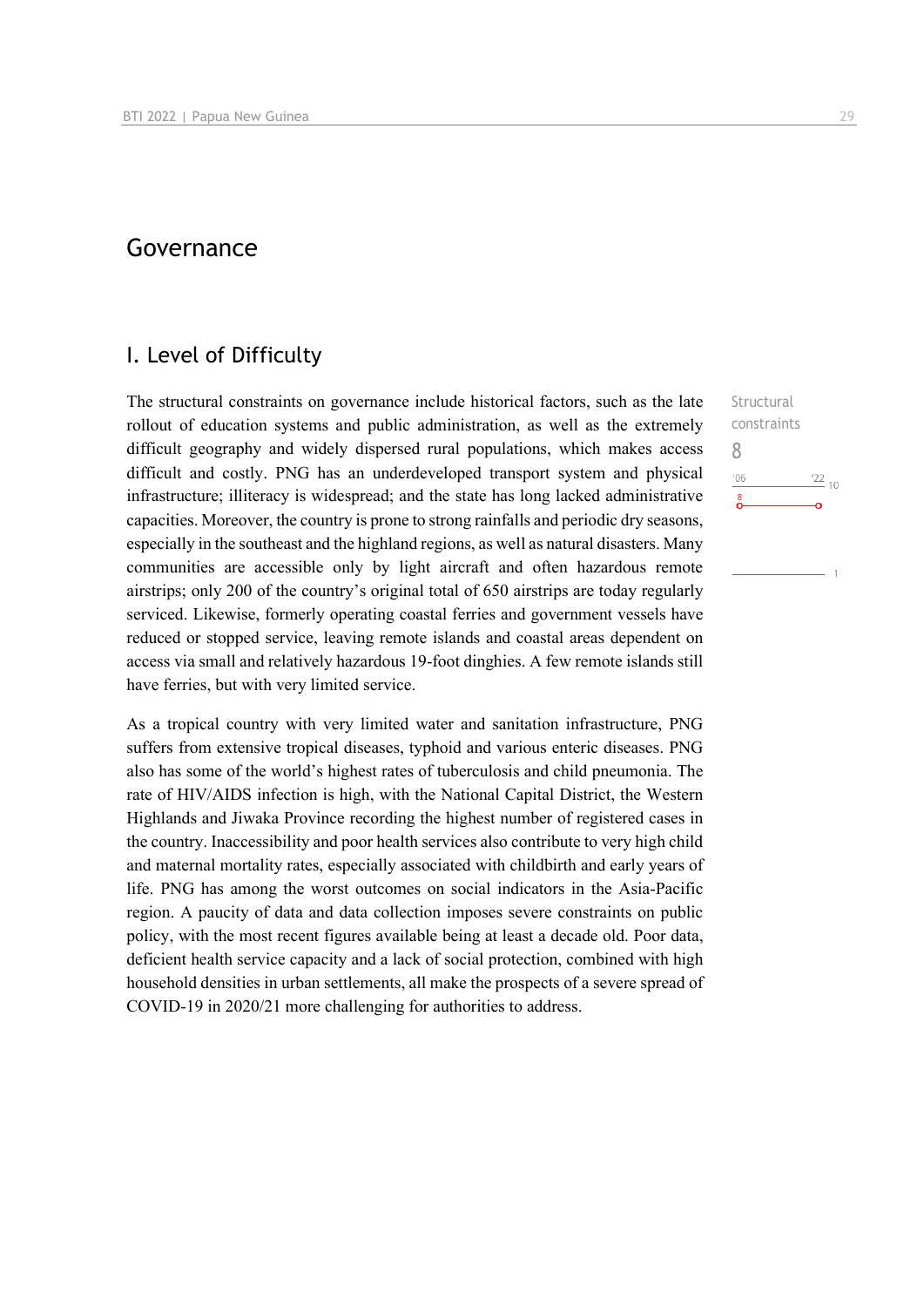# Governance

## I. Level of Difficulty

The structural constraints on governance include historical factors, such as the late rollout of education systems and public administration, as well as the extremely difficult geography and widely dispersed rural populations, which makes access difficult and costly. PNG has an underdeveloped transport system and physical infrastructure; illiteracy is widespread; and the state has long lacked administrative capacities. Moreover, the country is prone to strong rainfalls and periodic dry seasons, especially in the southeast and the highland regions, as well as natural disasters. Many communities are accessible only by light aircraft and often hazardous remote airstrips; only 200 of the country's original total of 650 airstrips are today regularly serviced. Likewise, formerly operating coastal ferries and government vessels have reduced or stopped service, leaving remote islands and coastal areas dependent on access via small and relatively hazardous 19-foot dinghies. A few remote islands still have ferries, but with very limited service.

Structural constraints
8

As a tropical country with very limited water and sanitation infrastructure, PNG suffers from extensive tropical diseases, typhoid and various enteric diseases. PNG also has some of the world's highest rates of tuberculosis and child pneumonia. The rate of HIV/AIDS infection is high, with the National Capital District, the Western Highlands and Jiwaka Province recording the highest number of registered cases in the country. Inaccessibility and poor health services also contribute to very high child and maternal mortality rates, especially associated with childbirth and early years of life. PNG has among the worst outcomes on social indicators in the Asia-Pacific region. A paucity of data and data collection imposes severe constraints on public policy, with the most recent figures available being at least a decade old. Poor data, deficient health service capacity and a lack of social protection, combined with high household densities in urban settlements, all make the prospects of a severe spread of COVID-19 in 2020/21 more challenging for authorities to address.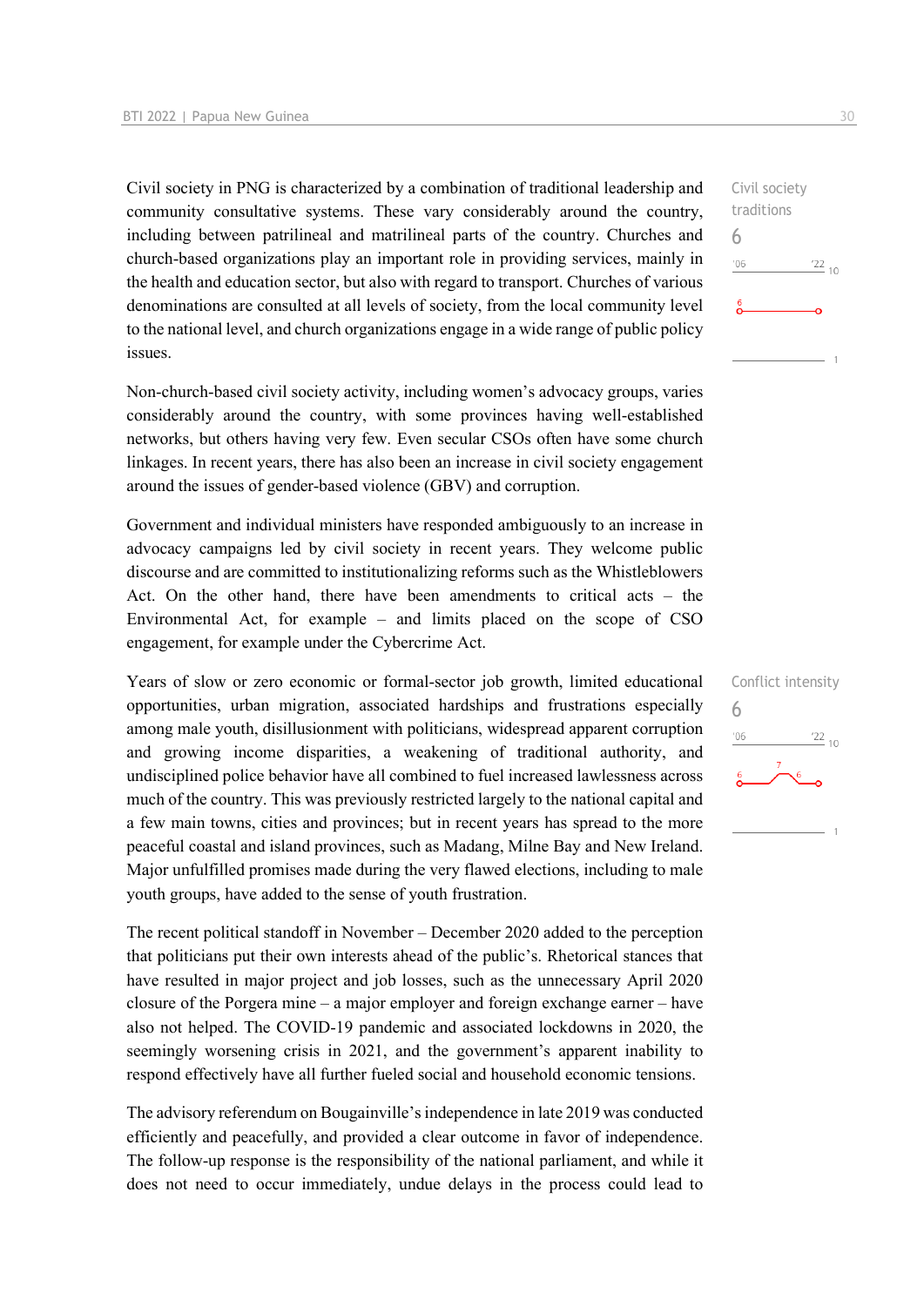Civil society in PNG is characterized by a combination of traditional leadership and community consultative systems. These vary considerably around the country, including between patrilineal and matrilineal parts of the country. Churches and church-based organizations play an important role in providing services, mainly in the health and education sector, but also with regard to transport. Churches of various denominations are consulted at all levels of society, from the local community level to the national level, and church organizations engage in a wide range of public policy issues.

Civil society traditions
6

Non-church-based civil society activity, including women's advocacy groups, varies considerably around the country, with some provinces having well-established networks, but others having very few. Even secular CSOs often have some church linkages. In recent years, there has also been an increase in civil society engagement around the issues of gender-based violence (GBV) and corruption.

Government and individual ministers have responded ambiguously to an increase in advocacy campaigns led by civil society in recent years. They welcome public discourse and are committed to institutionalizing reforms such as the Whistleblowers Act. On the other hand, there have been amendments to critical acts – the Environmental Act, for example – and limits placed on the scope of CSO engagement, for example under the Cybercrime Act.

Years of slow or zero economic or formal-sector job growth, limited educational opportunities, urban migration, associated hardships and frustrations especially among male youth, disillusionment with politicians, widespread apparent corruption and growing income disparities, a weakening of traditional authority, and undisciplined police behavior have all combined to fuel increased lawlessness across much of the country. This was previously restricted largely to the national capital and a few main towns, cities and provinces; but in recent years has spread to the more peaceful coastal and island provinces, such as Madang, Milne Bay and New Ireland. Major unfulfilled promises made during the very flawed elections, including to male youth groups, have added to the sense of youth frustration.

Conflict intensity
6

The recent political standoff in November – December 2020 added to the perception that politicians put their own interests ahead of the public's. Rhetorical stances that have resulted in major project and job losses, such as the unnecessary April 2020 closure of the Porgera mine – a major employer and foreign exchange earner – have also not helped. The COVID-19 pandemic and associated lockdowns in 2020, the seemingly worsening crisis in 2021, and the government's apparent inability to respond effectively have all further fueled social and household economic tensions.

The advisory referendum on Bougainville's independence in late 2019 was conducted efficiently and peacefully, and provided a clear outcome in favor of independence. The follow-up response is the responsibility of the national parliament, and while it does not need to occur immediately, undue delays in the process could lead to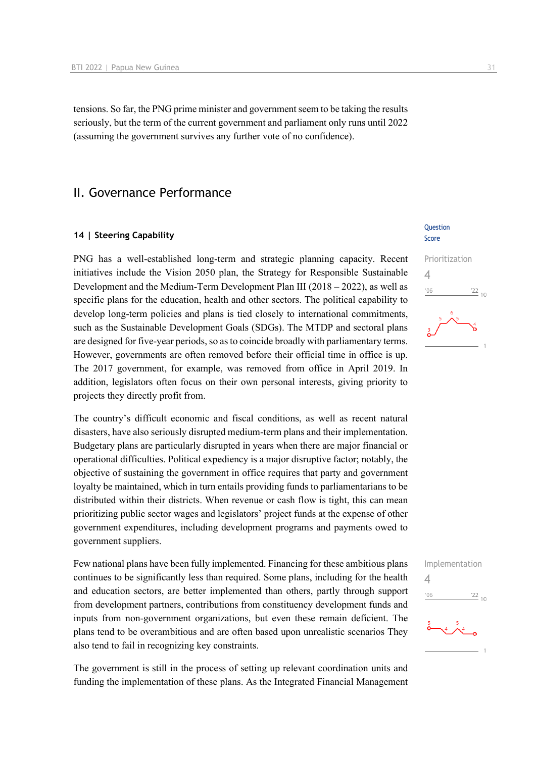tensions. So far, the PNG prime minister and government seem to be taking the results seriously, but the term of the current government and parliament only runs until 2022 (assuming the government survives any further vote of no confidence).

## II. Governance Performance

### 14 | Steering Capability

Question Score

Prioritization
4

PNG has a well-established long-term and strategic planning capacity. Recent initiatives include the Vision 2050 plan, the Strategy for Responsible Sustainable Development and the Medium-Term Development Plan III (2018 – 2022), as well as specific plans for the education, health and other sectors. The political capability to develop long-term policies and plans is tied closely to international commitments, such as the Sustainable Development Goals (SDGs). The MTDP and sectoral plans are designed for five-year periods, so as to coincide broadly with parliamentary terms. However, governments are often removed before their official time in office is up. The 2017 government, for example, was removed from office in April 2019. In addition, legislators often focus on their own personal interests, giving priority to projects they directly profit from.

The country's difficult economic and fiscal conditions, as well as recent natural disasters, have also seriously disrupted medium-term plans and their implementation. Budgetary plans are particularly disrupted in years when there are major financial or operational difficulties. Political expediency is a major disruptive factor; notably, the objective of sustaining the government in office requires that party and government loyalty be maintained, which in turn entails providing funds to parliamentarians to be distributed within their districts. When revenue or cash flow is tight, this can mean prioritizing public sector wages and legislators' project funds at the expense of other government expenditures, including development programs and payments owed to government suppliers.

Implementation
4

Few national plans have been fully implemented. Financing for these ambitious plans continues to be significantly less than required. Some plans, including for the health and education sectors, are better implemented than others, partly through support from development partners, contributions from constituency development funds and inputs from non-government organizations, but even these remain deficient. The plans tend to be overambitious and are often based upon unrealistic scenarios They also tend to fail in recognizing key constraints.

The government is still in the process of setting up relevant coordination units and funding the implementation of these plans. As the Integrated Financial Management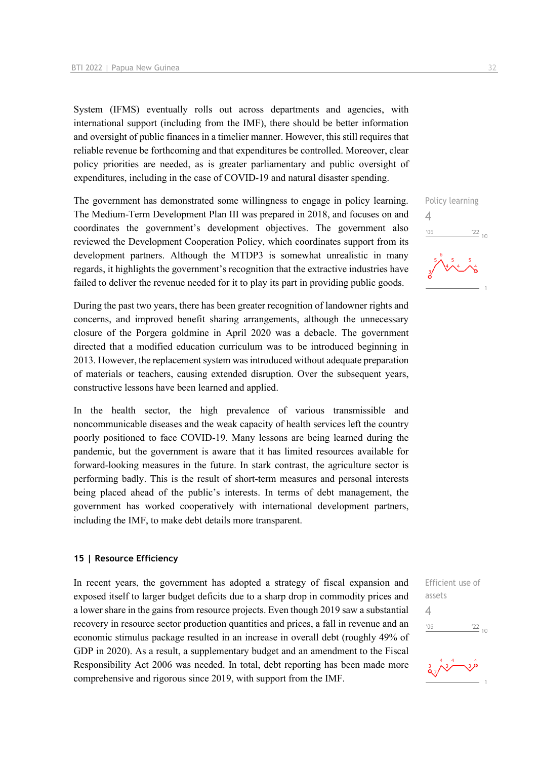System (IFMS) eventually rolls out across departments and agencies, with international support (including from the IMF), there should be better information and oversight of public finances in a timelier manner. However, this still requires that reliable revenue be forthcoming and that expenditures be controlled. Moreover, clear policy priorities are needed, as is greater parliamentary and public oversight of expenditures, including in the case of COVID-19 and natural disaster spending.

Policy learning

4

The government has demonstrated some willingness to engage in policy learning. The Medium-Term Development Plan III was prepared in 2018, and focuses on and coordinates the government's development objectives. The government also reviewed the Development Cooperation Policy, which coordinates support from its development partners. Although the MTDP3 is somewhat unrealistic in many regards, it highlights the government's recognition that the extractive industries have failed to deliver the revenue needed for it to play its part in providing public goods.

During the past two years, there has been greater recognition of landowner rights and concerns, and improved benefit sharing arrangements, although the unnecessary closure of the Porgera goldmine in April 2020 was a debacle. The government directed that a modified education curriculum was to be introduced beginning in 2013. However, the replacement system was introduced without adequate preparation of materials or teachers, causing extended disruption. Over the subsequent years, constructive lessons have been learned and applied.

In the health sector, the high prevalence of various transmissible and noncommunicable diseases and the weak capacity of health services left the country poorly positioned to face COVID-19. Many lessons are being learned during the pandemic, but the government is aware that it has limited resources available for forward-looking measures in the future. In stark contrast, the agriculture sector is performing badly. This is the result of short-term measures and personal interests being placed ahead of the public's interests. In terms of debt management, the government has worked cooperatively with international development partners, including the IMF, to make debt details more transparent.

## 15 | Resource Efficiency

Efficient use of assets

4

In recent years, the government has adopted a strategy of fiscal expansion and exposed itself to larger budget deficits due to a sharp drop in commodity prices and a lower share in the gains from resource projects. Even though 2019 saw a substantial recovery in resource sector production quantities and prices, a fall in revenue and an economic stimulus package resulted in an increase in overall debt (roughly 49% of GDP in 2020). As a result, a supplementary budget and an amendment to the Fiscal Responsibility Act 2006 was needed. In total, debt reporting has been made more comprehensive and rigorous since 2019, with support from the IMF.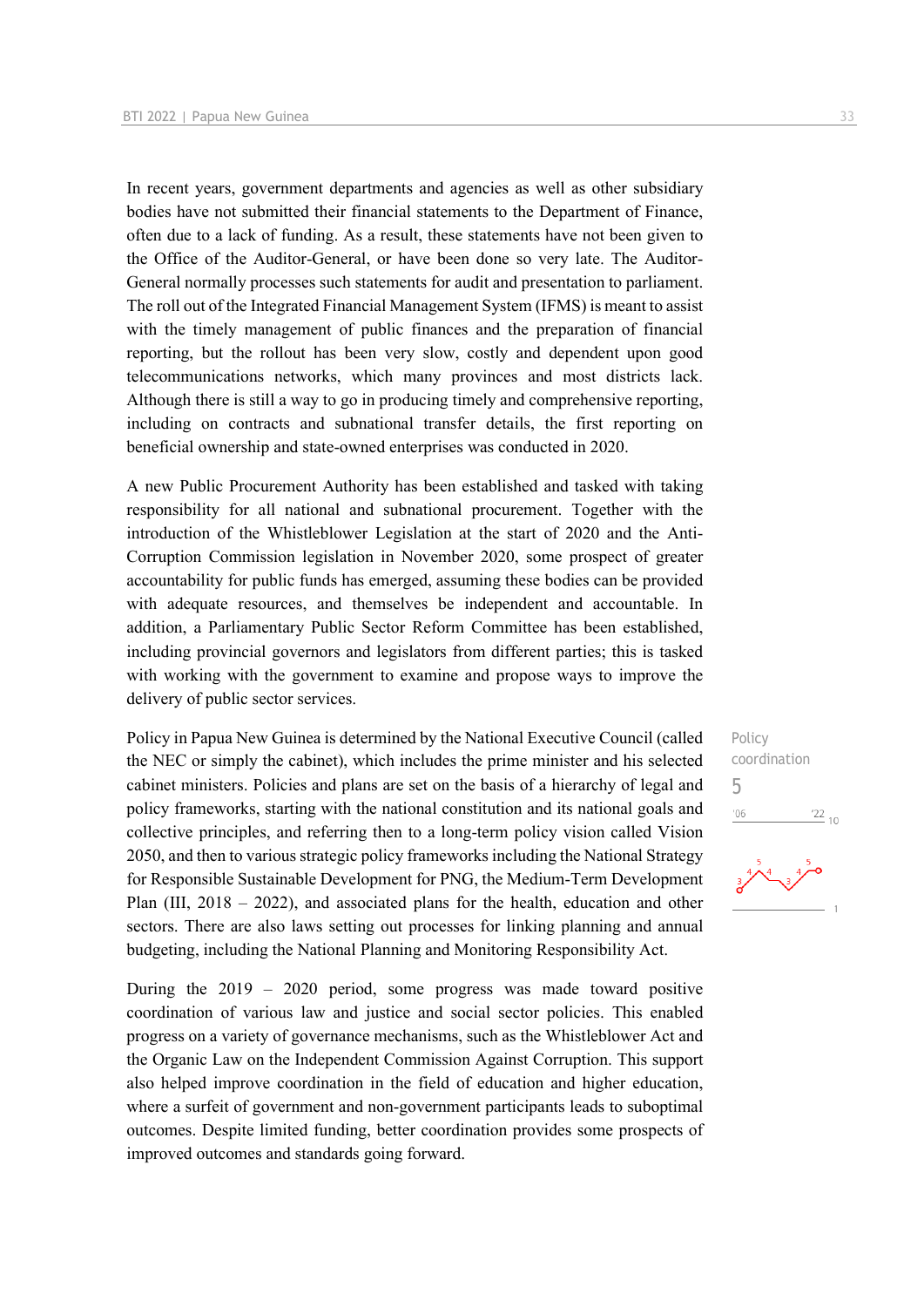In recent years, government departments and agencies as well as other subsidiary bodies have not submitted their financial statements to the Department of Finance, often due to a lack of funding. As a result, these statements have not been given to the Office of the Auditor-General, or have been done so very late. The Auditor-General normally processes such statements for audit and presentation to parliament. The roll out of the Integrated Financial Management System (IFMS) is meant to assist with the timely management of public finances and the preparation of financial reporting, but the rollout has been very slow, costly and dependent upon good telecommunications networks, which many provinces and most districts lack. Although there is still a way to go in producing timely and comprehensive reporting, including on contracts and subnational transfer details, the first reporting on beneficial ownership and state-owned enterprises was conducted in 2020.

A new Public Procurement Authority has been established and tasked with taking responsibility for all national and subnational procurement. Together with the introduction of the Whistleblower Legislation at the start of 2020 and the Anti-Corruption Commission legislation in November 2020, some prospect of greater accountability for public funds has emerged, assuming these bodies can be provided with adequate resources, and themselves be independent and accountable. In addition, a Parliamentary Public Sector Reform Committee has been established, including provincial governors and legislators from different parties; this is tasked with working with the government to examine and propose ways to improve the delivery of public sector services.

Policy coordination

5

Policy in Papua New Guinea is determined by the National Executive Council (called the NEC or simply the cabinet), which includes the prime minister and his selected cabinet ministers. Policies and plans are set on the basis of a hierarchy of legal and policy frameworks, starting with the national constitution and its national goals and collective principles, and referring then to a long-term policy vision called Vision 2050, and then to various strategic policy frameworks including the National Strategy for Responsible Sustainable Development for PNG, the Medium-Term Development Plan (III, 2018 – 2022), and associated plans for the health, education and other sectors. There are also laws setting out processes for linking planning and annual budgeting, including the National Planning and Monitoring Responsibility Act.

During the 2019 – 2020 period, some progress was made toward positive coordination of various law and justice and social sector policies. This enabled progress on a variety of governance mechanisms, such as the Whistleblower Act and the Organic Law on the Independent Commission Against Corruption. This support also helped improve coordination in the field of education and higher education, where a surfeit of government and non-government participants leads to suboptimal outcomes. Despite limited funding, better coordination provides some prospects of improved outcomes and standards going forward.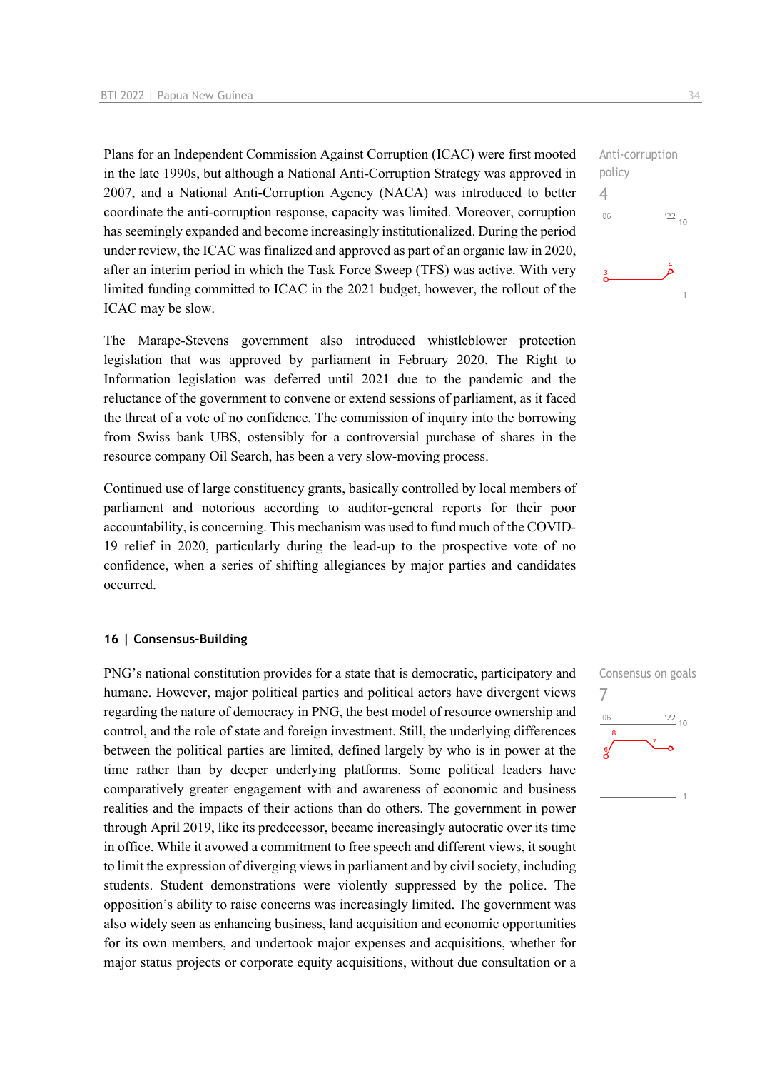Plans for an Independent Commission Against Corruption (ICAC) were first mooted in the late 1990s, but although a National Anti-Corruption Strategy was approved in 2007, and a National Anti-Corruption Agency (NACA) was introduced to better coordinate the anti-corruption response, capacity was limited. Moreover, corruption has seemingly expanded and become increasingly institutionalized. During the period under review, the ICAC was finalized and approved as part of an organic law in 2020, after an interim period in which the Task Force Sweep (TFS) was active. With very limited funding committed to ICAC in the 2021 budget, however, the rollout of the ICAC may be slow.

Anti-corruption policy
4

The Marape-Stevens government also introduced whistleblower protection legislation that was approved by parliament in February 2020. The Right to Information legislation was deferred until 2021 due to the pandemic and the reluctance of the government to convene or extend sessions of parliament, as it faced the threat of a vote of no confidence. The commission of inquiry into the borrowing from Swiss bank UBS, ostensibly for a controversial purchase of shares in the resource company Oil Search, has been a very slow-moving process.

Continued use of large constituency grants, basically controlled by local members of parliament and notorious according to auditor-general reports for their poor accountability, is concerning. This mechanism was used to fund much of the COVID-19 relief in 2020, particularly during the lead-up to the prospective vote of no confidence, when a series of shifting allegiances by major parties and candidates occurred.

### 16 | Consensus-Building

PNG's national constitution provides for a state that is democratic, participatory and humane. However, major political parties and political actors have divergent views regarding the nature of democracy in PNG, the best model of resource ownership and control, and the role of state and foreign investment. Still, the underlying differences between the political parties are limited, defined largely by who is in power at the time rather than by deeper underlying platforms. Some political leaders have comparatively greater engagement with and awareness of economic and business realities and the impacts of their actions than do others. The government in power through April 2019, like its predecessor, became increasingly autocratic over its time in office. While it avowed a commitment to free speech and different views, it sought to limit the expression of diverging views in parliament and by civil society, including students. Student demonstrations were violently suppressed by the police. The opposition's ability to raise concerns was increasingly limited. The government was also widely seen as enhancing business, land acquisition and economic opportunities for its own members, and undertook major expenses and acquisitions, whether for major status projects or corporate equity acquisitions, without due consultation or a

Consensus on goals
7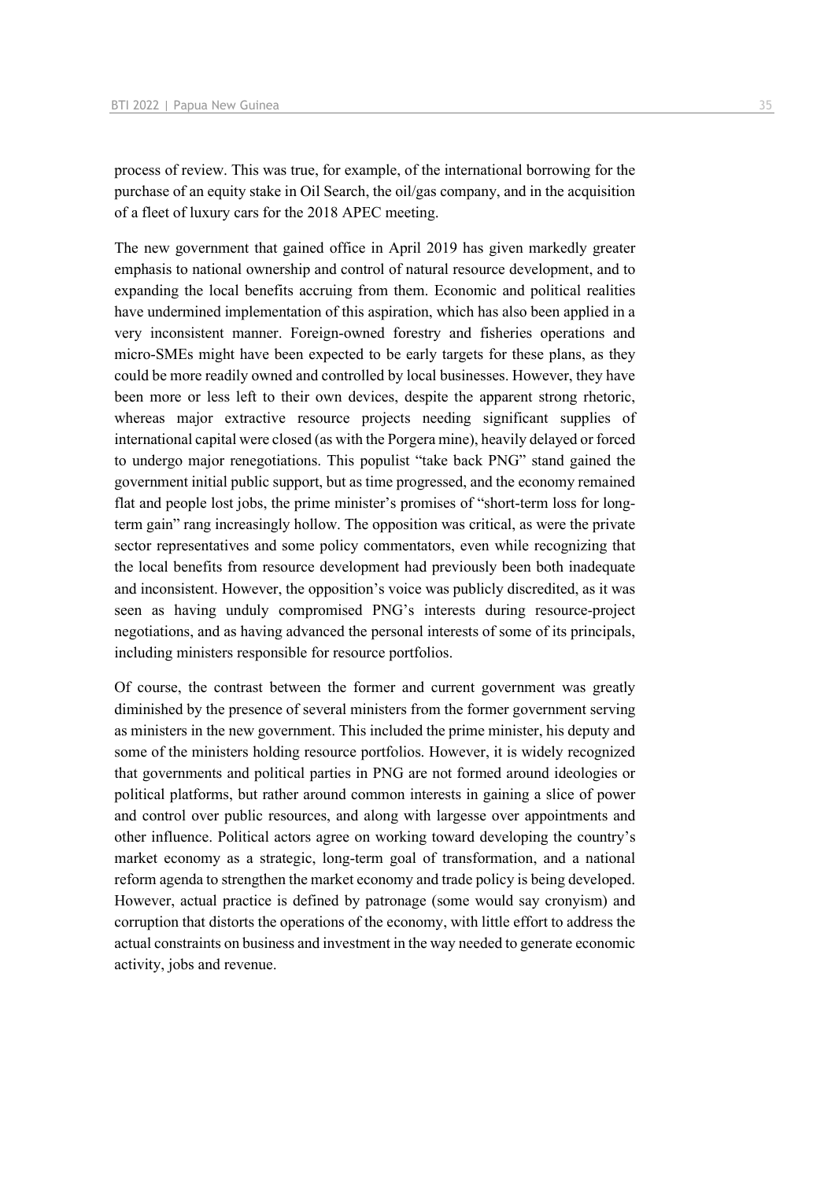process of review. This was true, for example, of the international borrowing for the purchase of an equity stake in Oil Search, the oil/gas company, and in the acquisition of a fleet of luxury cars for the 2018 APEC meeting.

The new government that gained office in April 2019 has given markedly greater emphasis to national ownership and control of natural resource development, and to expanding the local benefits accruing from them. Economic and political realities have undermined implementation of this aspiration, which has also been applied in a very inconsistent manner. Foreign-owned forestry and fisheries operations and micro-SMEs might have been expected to be early targets for these plans, as they could be more readily owned and controlled by local businesses. However, they have been more or less left to their own devices, despite the apparent strong rhetoric, whereas major extractive resource projects needing significant supplies of international capital were closed (as with the Porgera mine), heavily delayed or forced to undergo major renegotiations. This populist "take back PNG" stand gained the government initial public support, but as time progressed, and the economy remained flat and people lost jobs, the prime minister's promises of "short-term loss for long-term gain" rang increasingly hollow. The opposition was critical, as were the private sector representatives and some policy commentators, even while recognizing that the local benefits from resource development had previously been both inadequate and inconsistent. However, the opposition's voice was publicly discredited, as it was seen as having unduly compromised PNG's interests during resource-project negotiations, and as having advanced the personal interests of some of its principals, including ministers responsible for resource portfolios.

Of course, the contrast between the former and current government was greatly diminished by the presence of several ministers from the former government serving as ministers in the new government. This included the prime minister, his deputy and some of the ministers holding resource portfolios. However, it is widely recognized that governments and political parties in PNG are not formed around ideologies or political platforms, but rather around common interests in gaining a slice of power and control over public resources, and along with largesse over appointments and other influence. Political actors agree on working toward developing the country's market economy as a strategic, long-term goal of transformation, and a national reform agenda to strengthen the market economy and trade policy is being developed. However, actual practice is defined by patronage (some would say cronyism) and corruption that distorts the operations of the economy, with little effort to address the actual constraints on business and investment in the way needed to generate economic activity, jobs and revenue.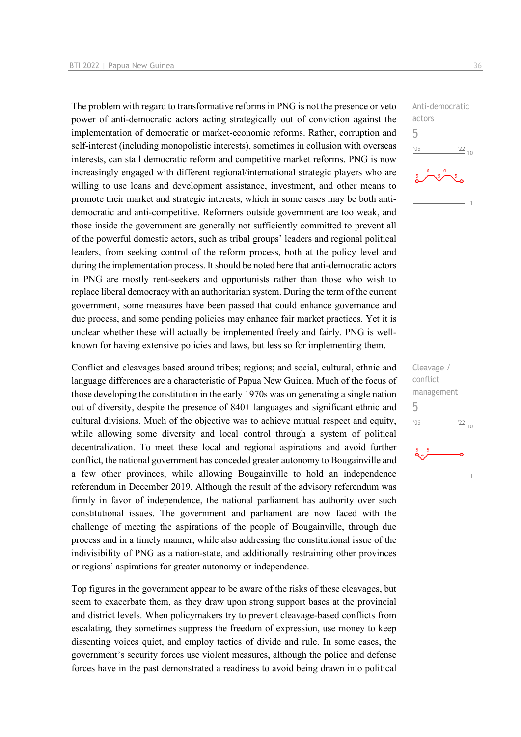The problem with regard to transformative reforms in PNG is not the presence or veto power of anti-democratic actors acting strategically out of conviction against the implementation of democratic or market-economic reforms. Rather, corruption and self-interest (including monopolistic interests), sometimes in collusion with overseas interests, can stall democratic reform and competitive market reforms. PNG is now increasingly engaged with different regional/international strategic players who are willing to use loans and development assistance, investment, and other means to promote their market and strategic interests, which in some cases may be both anti-democratic and anti-competitive. Reformers outside government are too weak, and those inside the government are generally not sufficiently committed to prevent all of the powerful domestic actors, such as tribal groups' leaders and regional political leaders, from seeking control of the reform process, both at the policy level and during the implementation process. It should be noted here that anti-democratic actors in PNG are mostly rent-seekers and opportunists rather than those who wish to replace liberal democracy with an authoritarian system. During the term of the current government, some measures have been passed that could enhance governance and due process, and some pending policies may enhance fair market practices. Yet it is unclear whether these will actually be implemented freely and fairly. PNG is well-known for having extensive policies and laws, but less so for implementing them.

Anti-democratic actors
5

Conflict and cleavages based around tribes; regions; and social, cultural, ethnic and language differences are a characteristic of Papua New Guinea. Much of the focus of those developing the constitution in the early 1970s was on generating a single nation out of diversity, despite the presence of 840+ languages and significant ethnic and cultural divisions. Much of the objective was to achieve mutual respect and equity, while allowing some diversity and local control through a system of political decentralization. To meet these local and regional aspirations and avoid further conflict, the national government has conceded greater autonomy to Bougainville and a few other provinces, while allowing Bougainville to hold an independence referendum in December 2019. Although the result of the advisory referendum was firmly in favor of independence, the national parliament has authority over such constitutional issues. The government and parliament are now faced with the challenge of meeting the aspirations of the people of Bougainville, through due process and in a timely manner, while also addressing the constitutional issue of the indivisibility of PNG as a nation-state, and additionally restraining other provinces or regions' aspirations for greater autonomy or independence.

Cleavage / conflict management
5

Top figures in the government appear to be aware of the risks of these cleavages, but seem to exacerbate them, as they draw upon strong support bases at the provincial and district levels. When policymakers try to prevent cleavage-based conflicts from escalating, they sometimes suppress the freedom of expression, use money to keep dissenting voices quiet, and employ tactics of divide and rule. In some cases, the government's security forces use violent measures, although the police and defense forces have in the past demonstrated a readiness to avoid being drawn into political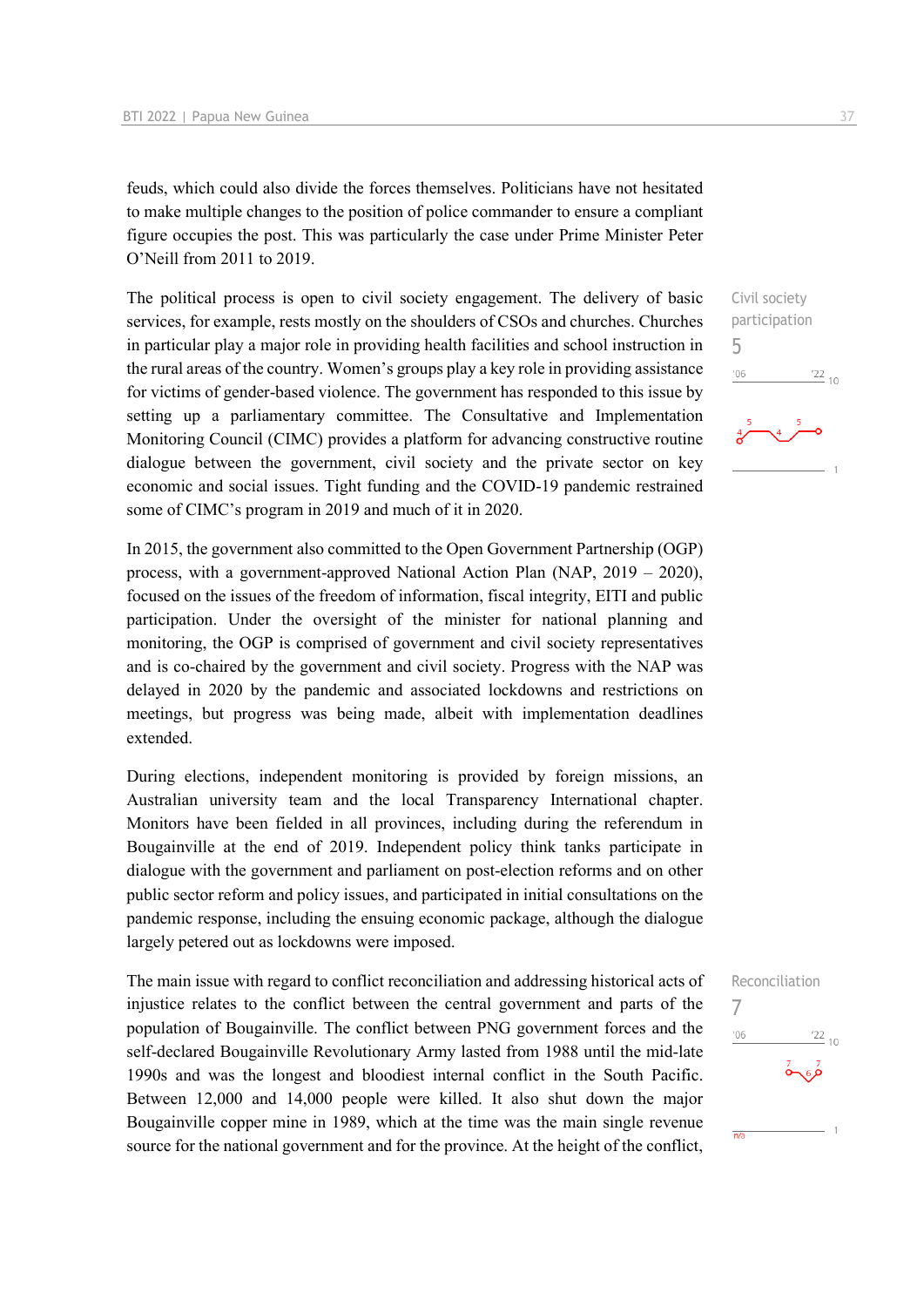feuds, which could also divide the forces themselves. Politicians have not hesitated to make multiple changes to the position of police commander to ensure a compliant figure occupies the post. This was particularly the case under Prime Minister Peter O'Neill from 2011 to 2019.

Civil society participation
5

The political process is open to civil society engagement. The delivery of basic services, for example, rests mostly on the shoulders of CSOs and churches. Churches in particular play a major role in providing health facilities and school instruction in the rural areas of the country. Women's groups play a key role in providing assistance for victims of gender-based violence. The government has responded to this issue by setting up a parliamentary committee. The Consultative and Implementation Monitoring Council (CIMC) provides a platform for advancing constructive routine dialogue between the government, civil society and the private sector on key economic and social issues. Tight funding and the COVID-19 pandemic restrained some of CIMC's program in 2019 and much of it in 2020.

In 2015, the government also committed to the Open Government Partnership (OGP) process, with a government-approved National Action Plan (NAP, 2019 – 2020), focused on the issues of the freedom of information, fiscal integrity, EITI and public participation. Under the oversight of the minister for national planning and monitoring, the OGP is comprised of government and civil society representatives and is co-chaired by the government and civil society. Progress with the NAP was delayed in 2020 by the pandemic and associated lockdowns and restrictions on meetings, but progress was being made, albeit with implementation deadlines extended.

During elections, independent monitoring is provided by foreign missions, an Australian university team and the local Transparency International chapter. Monitors have been fielded in all provinces, including during the referendum in Bougainville at the end of 2019. Independent policy think tanks participate in dialogue with the government and parliament on post-election reforms and on other public sector reform and policy issues, and participated in initial consultations on the pandemic response, including the ensuing economic package, although the dialogue largely petered out as lockdowns were imposed.

Reconciliation
7

The main issue with regard to conflict reconciliation and addressing historical acts of injustice relates to the conflict between the central government and parts of the population of Bougainville. The conflict between PNG government forces and the self-declared Bougainville Revolutionary Army lasted from 1988 until the mid-late 1990s and was the longest and bloodiest internal conflict in the South Pacific. Between 12,000 and 14,000 people were killed. It also shut down the major Bougainville copper mine in 1989, which at the time was the main single revenue source for the national government and for the province. At the height of the conflict,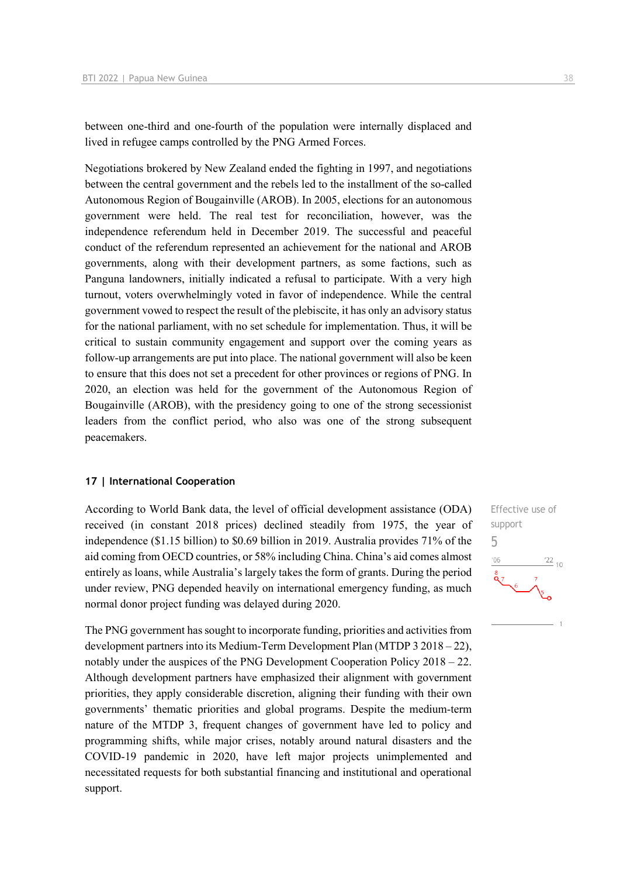between one-third and one-fourth of the population were internally displaced and lived in refugee camps controlled by the PNG Armed Forces.

Negotiations brokered by New Zealand ended the fighting in 1997, and negotiations between the central government and the rebels led to the installment of the so-called Autonomous Region of Bougainville (AROB). In 2005, elections for an autonomous government were held. The real test for reconciliation, however, was the independence referendum held in December 2019. The successful and peaceful conduct of the referendum represented an achievement for the national and AROB governments, along with their development partners, as some factions, such as Panguna landowners, initially indicated a refusal to participate. With a very high turnout, voters overwhelmingly voted in favor of independence. While the central government vowed to respect the result of the plebiscite, it has only an advisory status for the national parliament, with no set schedule for implementation. Thus, it will be critical to sustain community engagement and support over the coming years as follow-up arrangements are put into place. The national government will also be keen to ensure that this does not set a precedent for other provinces or regions of PNG. In 2020, an election was held for the government of the Autonomous Region of Bougainville (AROB), with the presidency going to one of the strong secessionist leaders from the conflict period, who also was one of the strong subsequent peacemakers.

## 17 | International Cooperation

Effective use of support

5

According to World Bank data, the level of official development assistance (ODA) received (in constant 2018 prices) declined steadily from 1975, the year of independence ($1.15 billion) to $0.69 billion in 2019. Australia provides 71% of the aid coming from OECD countries, or 58% including China. China's aid comes almost entirely as loans, while Australia's largely takes the form of grants. During the period under review, PNG depended heavily on international emergency funding, as much normal donor project funding was delayed during 2020.

The PNG government has sought to incorporate funding, priorities and activities from development partners into its Medium-Term Development Plan (MTDP 3 2018 – 22), notably under the auspices of the PNG Development Cooperation Policy 2018 – 22. Although development partners have emphasized their alignment with government priorities, they apply considerable discretion, aligning their funding with their own governments' thematic priorities and global programs. Despite the medium-term nature of the MTDP 3, frequent changes of government have led to policy and programming shifts, while major crises, notably around natural disasters and the COVID-19 pandemic in 2020, have left major projects unimplemented and necessitated requests for both substantial financing and institutional and operational support.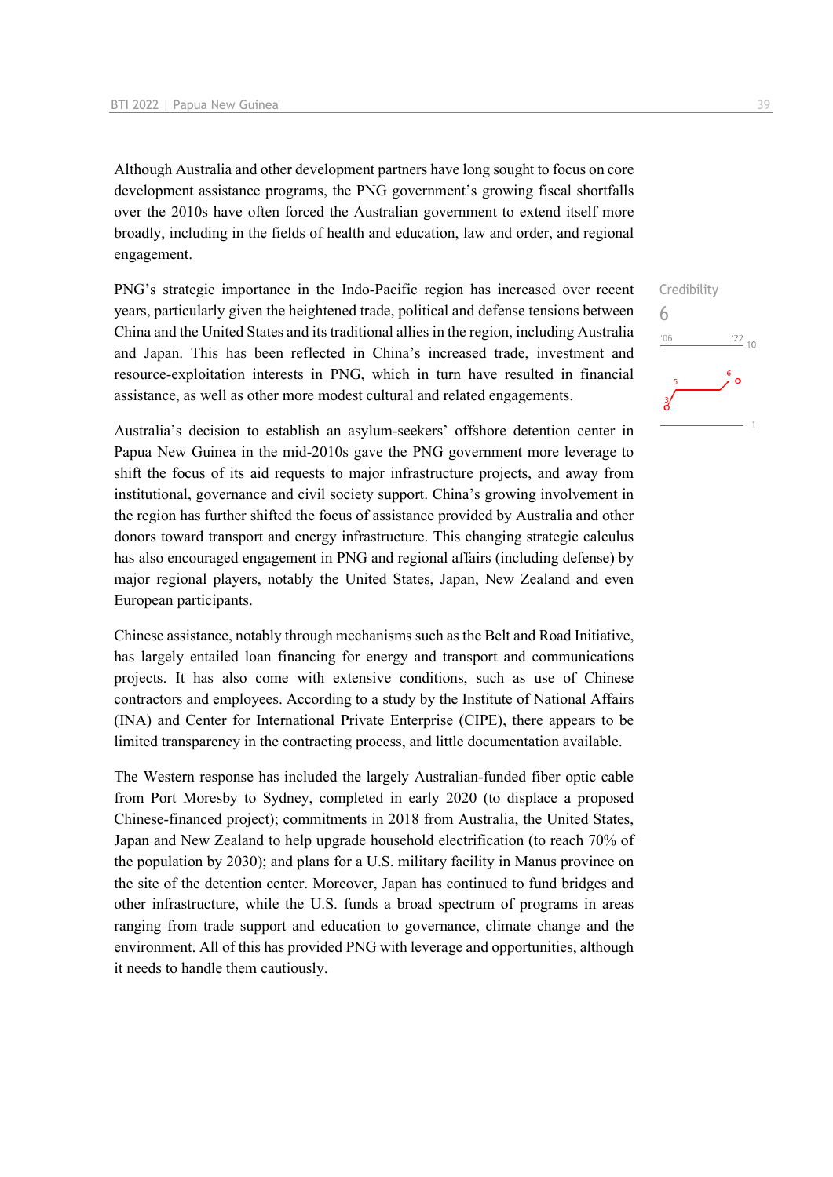Although Australia and other development partners have long sought to focus on core development assistance programs, the PNG government's growing fiscal shortfalls over the 2010s have often forced the Australian government to extend itself more broadly, including in the fields of health and education, law and order, and regional engagement.

PNG's strategic importance in the Indo-Pacific region has increased over recent years, particularly given the heightened trade, political and defense tensions between China and the United States and its traditional allies in the region, including Australia and Japan. This has been reflected in China's increased trade, investment and resource-exploitation interests in PNG, which in turn have resulted in financial assistance, as well as other more modest cultural and related engagements.

Credibility
6

Australia's decision to establish an asylum-seekers' offshore detention center in Papua New Guinea in the mid-2010s gave the PNG government more leverage to shift the focus of its aid requests to major infrastructure projects, and away from institutional, governance and civil society support. China's growing involvement in the region has further shifted the focus of assistance provided by Australia and other donors toward transport and energy infrastructure. This changing strategic calculus has also encouraged engagement in PNG and regional affairs (including defense) by major regional players, notably the United States, Japan, New Zealand and even European participants.

Chinese assistance, notably through mechanisms such as the Belt and Road Initiative, has largely entailed loan financing for energy and transport and communications projects. It has also come with extensive conditions, such as use of Chinese contractors and employees. According to a study by the Institute of National Affairs (INA) and Center for International Private Enterprise (CIPE), there appears to be limited transparency in the contracting process, and little documentation available.

The Western response has included the largely Australian-funded fiber optic cable from Port Moresby to Sydney, completed in early 2020 (to displace a proposed Chinese-financed project); commitments in 2018 from Australia, the United States, Japan and New Zealand to help upgrade household electrification (to reach 70% of the population by 2030); and plans for a U.S. military facility in Manus province on the site of the detention center. Moreover, Japan has continued to fund bridges and other infrastructure, while the U.S. funds a broad spectrum of programs in areas ranging from trade support and education to governance, climate change and the environment. All of this has provided PNG with leverage and opportunities, although it needs to handle them cautiously.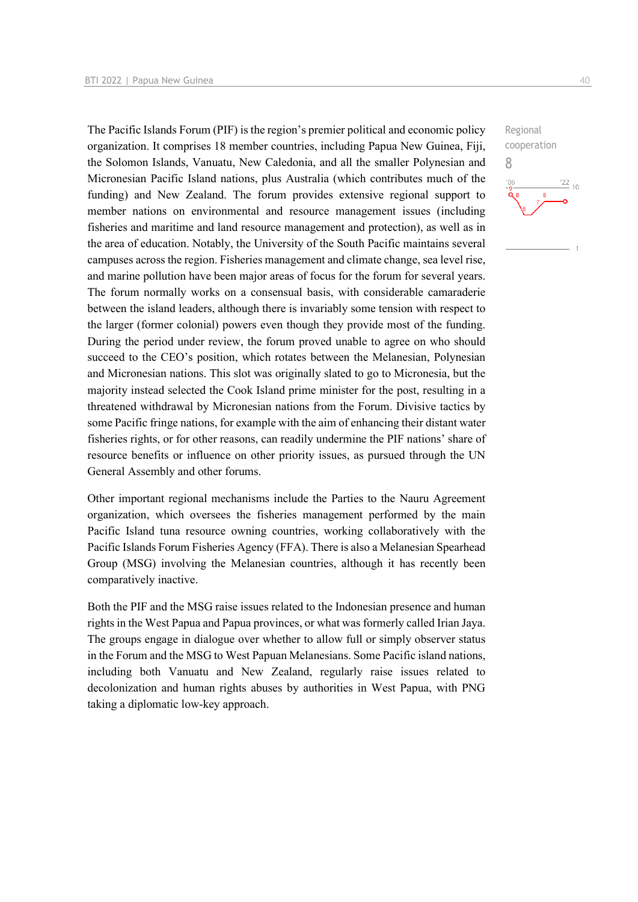Regional cooperation

8

The Pacific Islands Forum (PIF) is the region's premier political and economic policy organization. It comprises 18 member countries, including Papua New Guinea, Fiji, the Solomon Islands, Vanuatu, New Caledonia, and all the smaller Polynesian and Micronesian Pacific Island nations, plus Australia (which contributes much of the funding) and New Zealand. The forum provides extensive regional support to member nations on environmental and resource management issues (including fisheries and maritime and land resource management and protection), as well as in the area of education. Notably, the University of the South Pacific maintains several campuses across the region. Fisheries management and climate change, sea level rise, and marine pollution have been major areas of focus for the forum for several years. The forum normally works on a consensual basis, with considerable camaraderie between the island leaders, although there is invariably some tension with respect to the larger (former colonial) powers even though they provide most of the funding. During the period under review, the forum proved unable to agree on who should succeed to the CEO's position, which rotates between the Melanesian, Polynesian and Micronesian nations. This slot was originally slated to go to Micronesia, but the majority instead selected the Cook Island prime minister for the post, resulting in a threatened withdrawal by Micronesian nations from the Forum. Divisive tactics by some Pacific fringe nations, for example with the aim of enhancing their distant water fisheries rights, or for other reasons, can readily undermine the PIF nations' share of resource benefits or influence on other priority issues, as pursued through the UN General Assembly and other forums.

Other important regional mechanisms include the Parties to the Nauru Agreement organization, which oversees the fisheries management performed by the main Pacific Island tuna resource owning countries, working collaboratively with the Pacific Islands Forum Fisheries Agency (FFA). There is also a Melanesian Spearhead Group (MSG) involving the Melanesian countries, although it has recently been comparatively inactive.

Both the PIF and the MSG raise issues related to the Indonesian presence and human rights in the West Papua and Papua provinces, or what was formerly called Irian Jaya. The groups engage in dialogue over whether to allow full or simply observer status in the Forum and the MSG to West Papuan Melanesians. Some Pacific island nations, including both Vanuatu and New Zealand, regularly raise issues related to decolonization and human rights abuses by authorities in West Papua, with PNG taking a diplomatic low-key approach.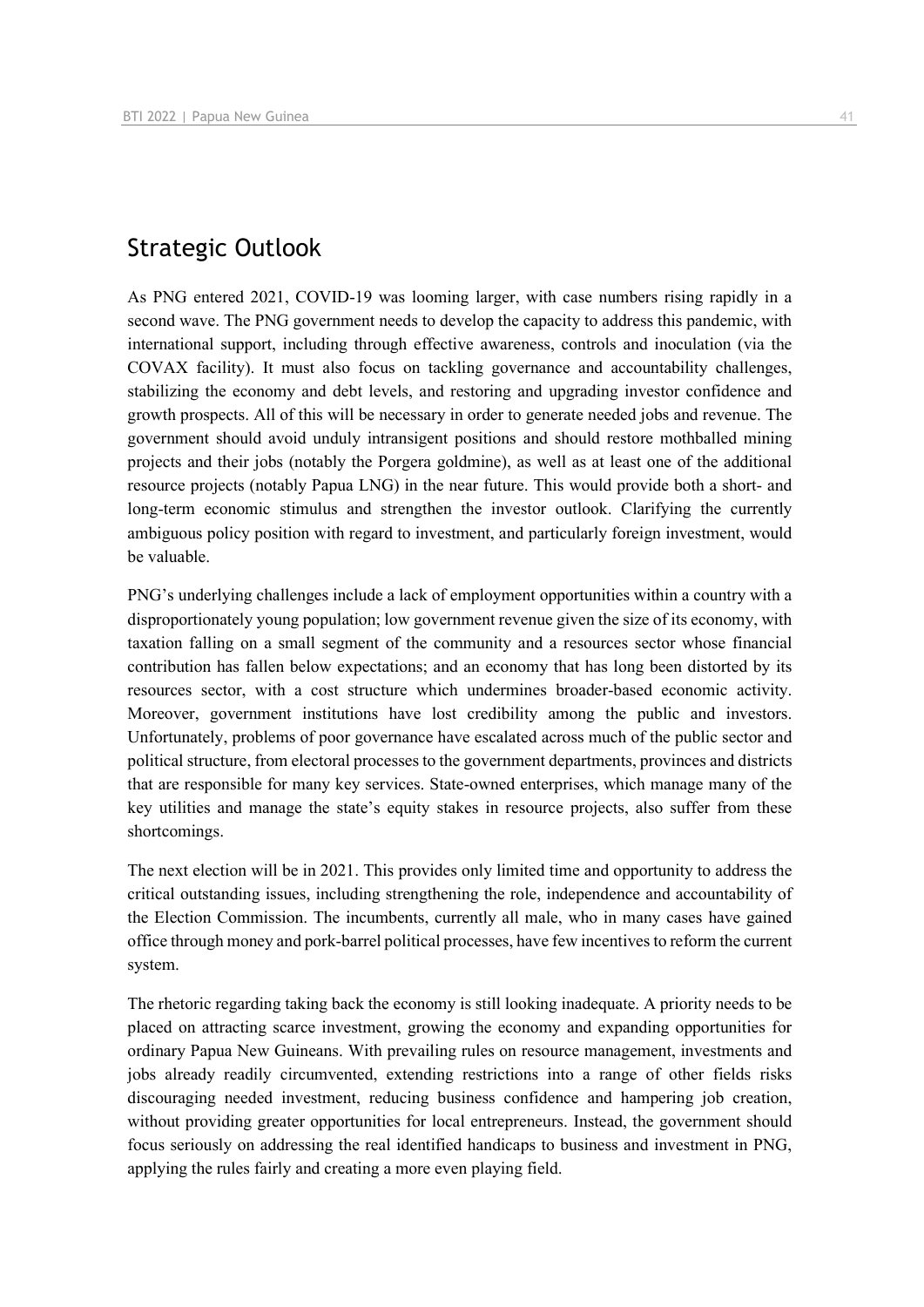## Strategic Outlook

As PNG entered 2021, COVID-19 was looming larger, with case numbers rising rapidly in a second wave. The PNG government needs to develop the capacity to address this pandemic, with international support, including through effective awareness, controls and inoculation (via the COVAX facility). It must also focus on tackling governance and accountability challenges, stabilizing the economy and debt levels, and restoring and upgrading investor confidence and growth prospects. All of this will be necessary in order to generate needed jobs and revenue. The government should avoid unduly intransigent positions and should restore mothballed mining projects and their jobs (notably the Porgera goldmine), as well as at least one of the additional resource projects (notably Papua LNG) in the near future. This would provide both a short- and long-term economic stimulus and strengthen the investor outlook. Clarifying the currently ambiguous policy position with regard to investment, and particularly foreign investment, would be valuable.

PNG's underlying challenges include a lack of employment opportunities within a country with a disproportionately young population; low government revenue given the size of its economy, with taxation falling on a small segment of the community and a resources sector whose financial contribution has fallen below expectations; and an economy that has long been distorted by its resources sector, with a cost structure which undermines broader-based economic activity. Moreover, government institutions have lost credibility among the public and investors. Unfortunately, problems of poor governance have escalated across much of the public sector and political structure, from electoral processes to the government departments, provinces and districts that are responsible for many key services. State-owned enterprises, which manage many of the key utilities and manage the state's equity stakes in resource projects, also suffer from these shortcomings.

The next election will be in 2021. This provides only limited time and opportunity to address the critical outstanding issues, including strengthening the role, independence and accountability of the Election Commission. The incumbents, currently all male, who in many cases have gained office through money and pork-barrel political processes, have few incentives to reform the current system.

The rhetoric regarding taking back the economy is still looking inadequate. A priority needs to be placed on attracting scarce investment, growing the economy and expanding opportunities for ordinary Papua New Guineans. With prevailing rules on resource management, investments and jobs already readily circumvented, extending restrictions into a range of other fields risks discouraging needed investment, reducing business confidence and hampering job creation, without providing greater opportunities for local entrepreneurs. Instead, the government should focus seriously on addressing the real identified handicaps to business and investment in PNG, applying the rules fairly and creating a more even playing field.